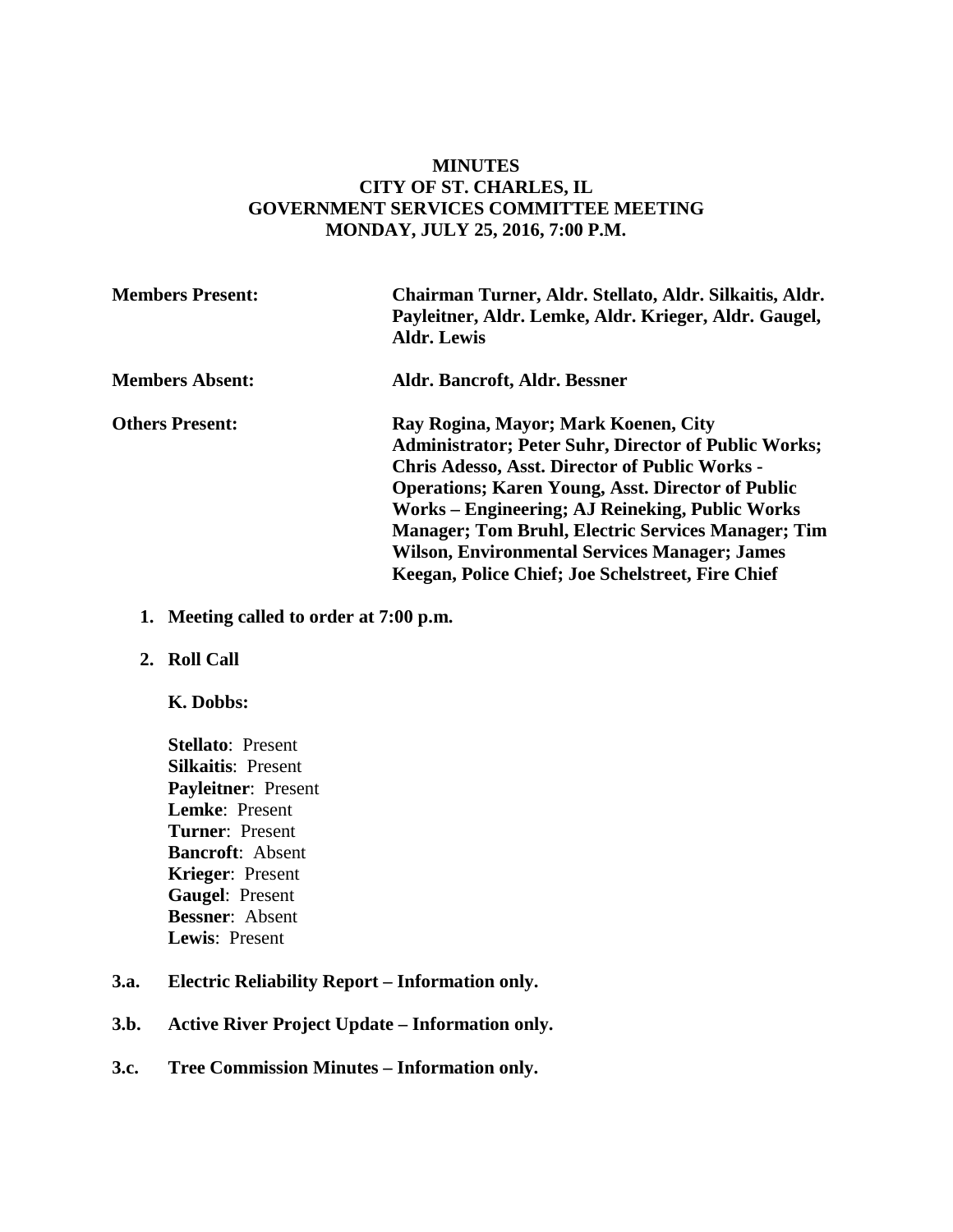**MINUTES**
**CITY OF ST. CHARLES, IL**
**GOVERNMENT SERVICES COMMITTEE MEETING**
**MONDAY, JULY 25, 2016, 7:00 P.M.**

| | |
|---|---|
| **Members Present:** | **Chairman Turner, Aldr. Stellato, Aldr. Silkaitis, Aldr. Payleitner, Aldr. Lemke, Aldr. Krieger, Aldr. Gaugel, Aldr. Lewis** |
| **Members Absent:** | **Aldr. Bancroft, Aldr. Bessner** |
| **Others Present:** | **Ray Rogina, Mayor; Mark Koenen, City Administrator; Peter Suhr, Director of Public Works; Chris Adesso, Asst. Director of Public Works - Operations; Karen Young, Asst. Director of Public Works – Engineering; AJ Reineking, Public Works Manager; Tom Bruhl, Electric Services Manager; Tim Wilson, Environmental Services Manager; James Keegan, Police Chief; Joe Schelstreet, Fire Chief** |

1. **Meeting called to order at 7:00 p.m.**

2. **Roll Call**

   **K. Dobbs:**

   **Stellato**: Present
   **Silkaitis**: Present
   **Payleitner**: Present
   **Lemke**: Present
   **Turner**: Present
   **Bancroft**: Absent
   **Krieger**: Present
   **Gaugel**: Present
   **Bessner**: Absent
   **Lewis**: Present

**3.a. Electric Reliability Report – Information only.**

**3.b. Active River Project Update – Information only.**

**3.c. Tree Commission Minutes – Information only.**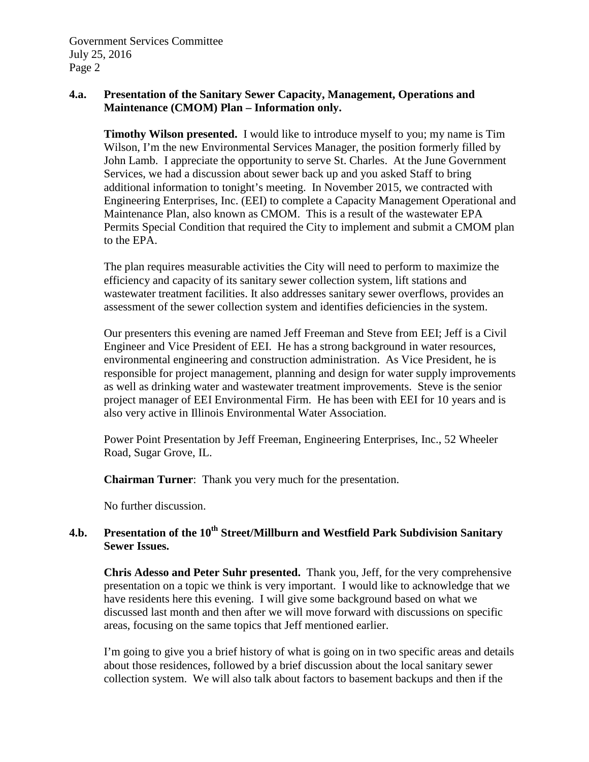**4.a. Presentation of the Sanitary Sewer Capacity, Management, Operations and Maintenance (CMOM) Plan – Information only.**

**Timothy Wilson presented.** I would like to introduce myself to you; my name is Tim Wilson, I'm the new Environmental Services Manager, the position formerly filled by John Lamb. I appreciate the opportunity to serve St. Charles. At the June Government Services, we had a discussion about sewer back up and you asked Staff to bring additional information to tonight's meeting. In November 2015, we contracted with Engineering Enterprises, Inc. (EEI) to complete a Capacity Management Operational and Maintenance Plan, also known as CMOM. This is a result of the wastewater EPA Permits Special Condition that required the City to implement and submit a CMOM plan to the EPA.

The plan requires measurable activities the City will need to perform to maximize the efficiency and capacity of its sanitary sewer collection system, lift stations and wastewater treatment facilities. It also addresses sanitary sewer overflows, provides an assessment of the sewer collection system and identifies deficiencies in the system.

Our presenters this evening are named Jeff Freeman and Steve from EEI; Jeff is a Civil Engineer and Vice President of EEI. He has a strong background in water resources, environmental engineering and construction administration. As Vice President, he is responsible for project management, planning and design for water supply improvements as well as drinking water and wastewater treatment improvements. Steve is the senior project manager of EEI Environmental Firm. He has been with EEI for 10 years and is also very active in Illinois Environmental Water Association.

Power Point Presentation by Jeff Freeman, Engineering Enterprises, Inc., 52 Wheeler Road, Sugar Grove, IL.

**Chairman Turner**: Thank you very much for the presentation.

No further discussion.

**4.b. Presentation of the 10th Street/Millburn and Westfield Park Subdivision Sanitary Sewer Issues.**

**Chris Adesso and Peter Suhr presented.** Thank you, Jeff, for the very comprehensive presentation on a topic we think is very important. I would like to acknowledge that we have residents here this evening. I will give some background based on what we discussed last month and then after we will move forward with discussions on specific areas, focusing on the same topics that Jeff mentioned earlier.

I'm going to give you a brief history of what is going on in two specific areas and details about those residences, followed by a brief discussion about the local sanitary sewer collection system. We will also talk about factors to basement backups and then if the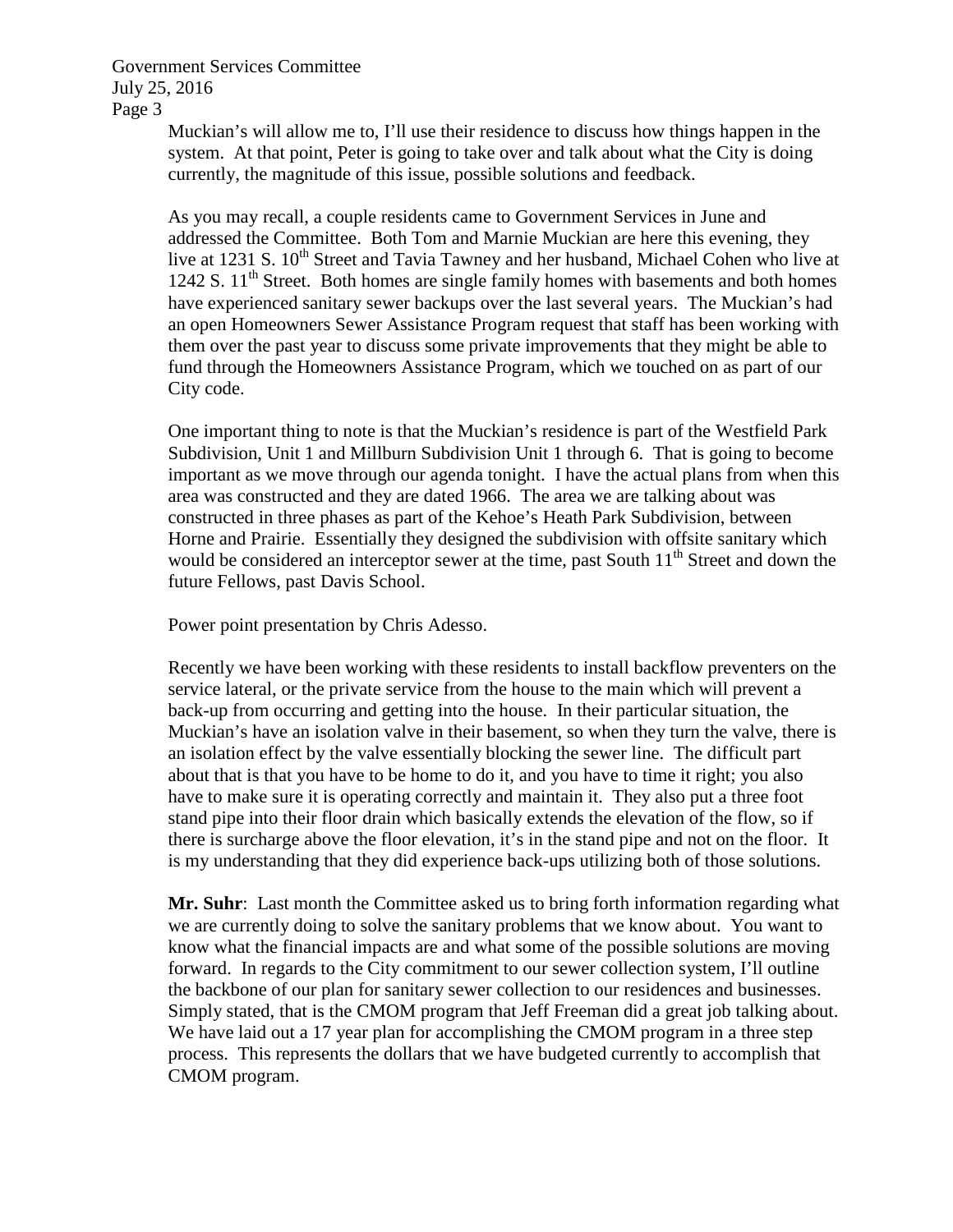Muckian's will allow me to, I'll use their residence to discuss how things happen in the system. At that point, Peter is going to take over and talk about what the City is doing currently, the magnitude of this issue, possible solutions and feedback.

As you may recall, a couple residents came to Government Services in June and addressed the Committee. Both Tom and Marnie Muckian are here this evening, they live at 1231 S. 10th Street and Tavia Tawney and her husband, Michael Cohen who live at 1242 S. 11th Street. Both homes are single family homes with basements and both homes have experienced sanitary sewer backups over the last several years. The Muckian's had an open Homeowners Sewer Assistance Program request that staff has been working with them over the past year to discuss some private improvements that they might be able to fund through the Homeowners Assistance Program, which we touched on as part of our City code.

One important thing to note is that the Muckian's residence is part of the Westfield Park Subdivision, Unit 1 and Millburn Subdivision Unit 1 through 6. That is going to become important as we move through our agenda tonight. I have the actual plans from when this area was constructed and they are dated 1966. The area we are talking about was constructed in three phases as part of the Kehoe's Heath Park Subdivision, between Horne and Prairie. Essentially they designed the subdivision with offsite sanitary which would be considered an interceptor sewer at the time, past South 11th Street and down the future Fellows, past Davis School.

Power point presentation by Chris Adesso.

Recently we have been working with these residents to install backflow preventers on the service lateral, or the private service from the house to the main which will prevent a back-up from occurring and getting into the house. In their particular situation, the Muckian's have an isolation valve in their basement, so when they turn the valve, there is an isolation effect by the valve essentially blocking the sewer line. The difficult part about that is that you have to be home to do it, and you have to time it right; you also have to make sure it is operating correctly and maintain it. They also put a three foot stand pipe into their floor drain which basically extends the elevation of the flow, so if there is surcharge above the floor elevation, it's in the stand pipe and not on the floor. It is my understanding that they did experience back-ups utilizing both of those solutions.

**Mr. Suhr**: Last month the Committee asked us to bring forth information regarding what we are currently doing to solve the sanitary problems that we know about. You want to know what the financial impacts are and what some of the possible solutions are moving forward. In regards to the City commitment to our sewer collection system, I'll outline the backbone of our plan for sanitary sewer collection to our residences and businesses. Simply stated, that is the CMOM program that Jeff Freeman did a great job talking about. We have laid out a 17 year plan for accomplishing the CMOM program in a three step process. This represents the dollars that we have budgeted currently to accomplish that CMOM program.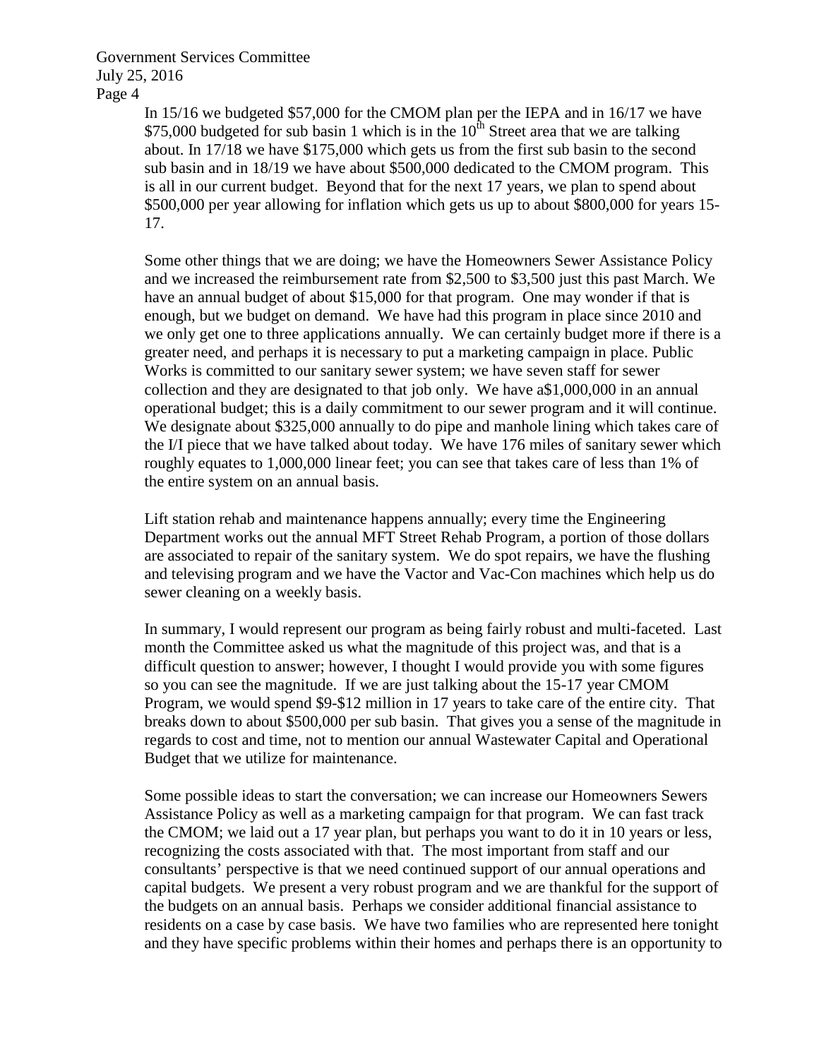In 15/16 we budgeted \$57,000 for the CMOM plan per the IEPA and in 16/17 we have \$75,000 budgeted for sub basin 1 which is in the 10th Street area that we are talking about. In 17/18 we have \$175,000 which gets us from the first sub basin to the second sub basin and in 18/19 we have about \$500,000 dedicated to the CMOM program. This is all in our current budget. Beyond that for the next 17 years, we plan to spend about \$500,000 per year allowing for inflation which gets us up to about \$800,000 for years 15-17.

Some other things that we are doing; we have the Homeowners Sewer Assistance Policy and we increased the reimbursement rate from \$2,500 to \$3,500 just this past March. We have an annual budget of about \$15,000 for that program. One may wonder if that is enough, but we budget on demand. We have had this program in place since 2010 and we only get one to three applications annually. We can certainly budget more if there is a greater need, and perhaps it is necessary to put a marketing campaign in place. Public Works is committed to our sanitary sewer system; we have seven staff for sewer collection and they are designated to that job only. We have a\$1,000,000 in an annual operational budget; this is a daily commitment to our sewer program and it will continue. We designate about \$325,000 annually to do pipe and manhole lining which takes care of the I/I piece that we have talked about today. We have 176 miles of sanitary sewer which roughly equates to 1,000,000 linear feet; you can see that takes care of less than 1% of the entire system on an annual basis.

Lift station rehab and maintenance happens annually; every time the Engineering Department works out the annual MFT Street Rehab Program, a portion of those dollars are associated to repair of the sanitary system. We do spot repairs, we have the flushing and televising program and we have the Vactor and Vac-Con machines which help us do sewer cleaning on a weekly basis.

In summary, I would represent our program as being fairly robust and multi-faceted. Last month the Committee asked us what the magnitude of this project was, and that is a difficult question to answer; however, I thought I would provide you with some figures so you can see the magnitude. If we are just talking about the 15-17 year CMOM Program, we would spend \$9-\$12 million in 17 years to take care of the entire city. That breaks down to about \$500,000 per sub basin. That gives you a sense of the magnitude in regards to cost and time, not to mention our annual Wastewater Capital and Operational Budget that we utilize for maintenance.

Some possible ideas to start the conversation; we can increase our Homeowners Sewers Assistance Policy as well as a marketing campaign for that program. We can fast track the CMOM; we laid out a 17 year plan, but perhaps you want to do it in 10 years or less, recognizing the costs associated with that. The most important from staff and our consultants' perspective is that we need continued support of our annual operations and capital budgets. We present a very robust program and we are thankful for the support of the budgets on an annual basis. Perhaps we consider additional financial assistance to residents on a case by case basis. We have two families who are represented here tonight and they have specific problems within their homes and perhaps there is an opportunity to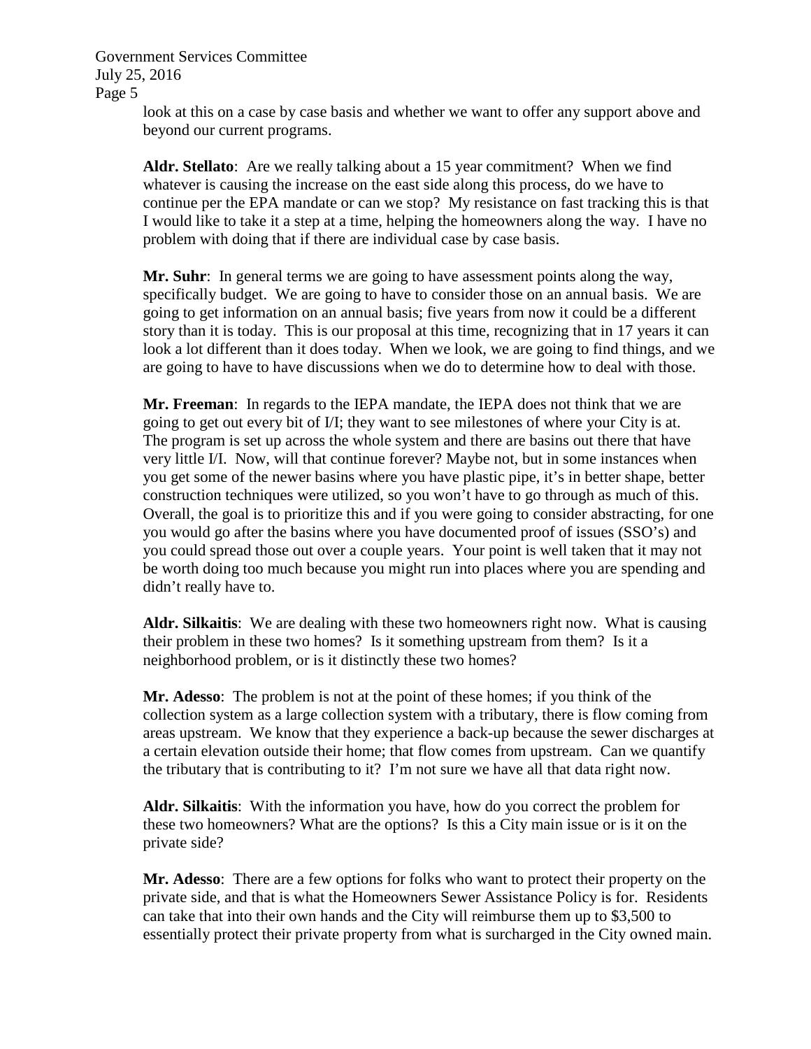look at this on a case by case basis and whether we want to offer any support above and beyond our current programs.

**Aldr. Stellato**: Are we really talking about a 15 year commitment? When we find whatever is causing the increase on the east side along this process, do we have to continue per the EPA mandate or can we stop? My resistance on fast tracking this is that I would like to take it a step at a time, helping the homeowners along the way. I have no problem with doing that if there are individual case by case basis.

**Mr. Suhr**: In general terms we are going to have assessment points along the way, specifically budget. We are going to have to consider those on an annual basis. We are going to get information on an annual basis; five years from now it could be a different story than it is today. This is our proposal at this time, recognizing that in 17 years it can look a lot different than it does today. When we look, we are going to find things, and we are going to have to have discussions when we do to determine how to deal with those.

**Mr. Freeman**: In regards to the IEPA mandate, the IEPA does not think that we are going to get out every bit of I/I; they want to see milestones of where your City is at. The program is set up across the whole system and there are basins out there that have very little I/I. Now, will that continue forever? Maybe not, but in some instances when you get some of the newer basins where you have plastic pipe, it's in better shape, better construction techniques were utilized, so you won't have to go through as much of this. Overall, the goal is to prioritize this and if you were going to consider abstracting, for one you would go after the basins where you have documented proof of issues (SSO's) and you could spread those out over a couple years. Your point is well taken that it may not be worth doing too much because you might run into places where you are spending and didn't really have to.

**Aldr. Silkaitis**: We are dealing with these two homeowners right now. What is causing their problem in these two homes? Is it something upstream from them? Is it a neighborhood problem, or is it distinctly these two homes?

**Mr. Adesso**: The problem is not at the point of these homes; if you think of the collection system as a large collection system with a tributary, there is flow coming from areas upstream. We know that they experience a back-up because the sewer discharges at a certain elevation outside their home; that flow comes from upstream. Can we quantify the tributary that is contributing to it? I'm not sure we have all that data right now.

**Aldr. Silkaitis**: With the information you have, how do you correct the problem for these two homeowners? What are the options? Is this a City main issue or is it on the private side?

**Mr. Adesso**: There are a few options for folks who want to protect their property on the private side, and that is what the Homeowners Sewer Assistance Policy is for. Residents can take that into their own hands and the City will reimburse them up to $3,500 to essentially protect their private property from what is surcharged in the City owned main.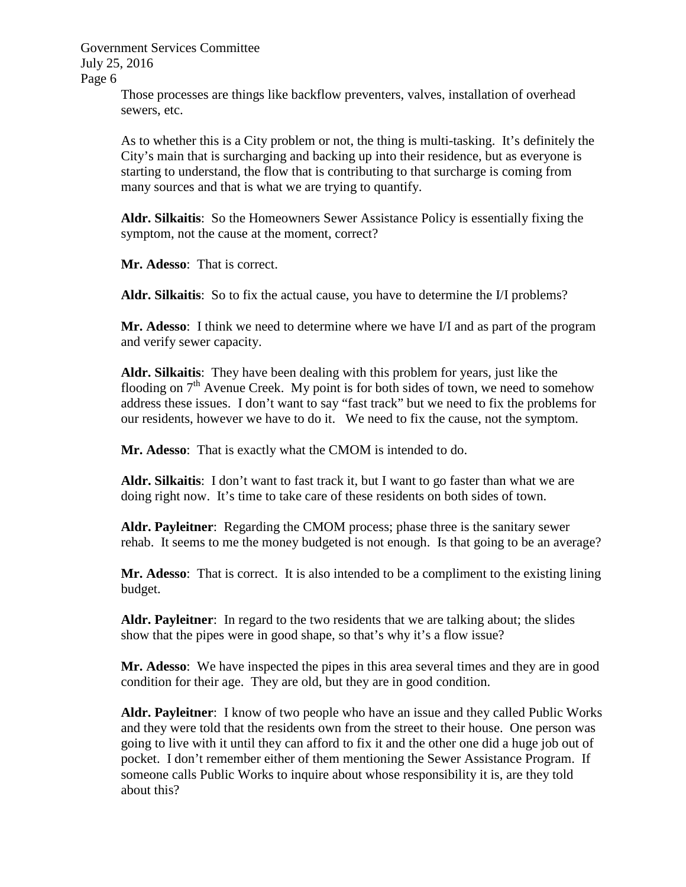Those processes are things like backflow preventers, valves, installation of overhead sewers, etc.

As to whether this is a City problem or not, the thing is multi-tasking. It's definitely the City's main that is surcharging and backing up into their residence, but as everyone is starting to understand, the flow that is contributing to that surcharge is coming from many sources and that is what we are trying to quantify.

**Aldr. Silkaitis**: So the Homeowners Sewer Assistance Policy is essentially fixing the symptom, not the cause at the moment, correct?

**Mr. Adesso**: That is correct.

**Aldr. Silkaitis**: So to fix the actual cause, you have to determine the I/I problems?

**Mr. Adesso**: I think we need to determine where we have I/I and as part of the program and verify sewer capacity.

**Aldr. Silkaitis**: They have been dealing with this problem for years, just like the flooding on 7th Avenue Creek. My point is for both sides of town, we need to somehow address these issues. I don't want to say "fast track" but we need to fix the problems for our residents, however we have to do it. We need to fix the cause, not the symptom.

**Mr. Adesso**: That is exactly what the CMOM is intended to do.

**Aldr. Silkaitis**: I don't want to fast track it, but I want to go faster than what we are doing right now. It's time to take care of these residents on both sides of town.

**Aldr. Payleitner**: Regarding the CMOM process; phase three is the sanitary sewer rehab. It seems to me the money budgeted is not enough. Is that going to be an average?

**Mr. Adesso**: That is correct. It is also intended to be a compliment to the existing lining budget.

**Aldr. Payleitner**: In regard to the two residents that we are talking about; the slides show that the pipes were in good shape, so that's why it's a flow issue?

**Mr. Adesso**: We have inspected the pipes in this area several times and they are in good condition for their age. They are old, but they are in good condition.

**Aldr. Payleitner**: I know of two people who have an issue and they called Public Works and they were told that the residents own from the street to their house. One person was going to live with it until they can afford to fix it and the other one did a huge job out of pocket. I don't remember either of them mentioning the Sewer Assistance Program. If someone calls Public Works to inquire about whose responsibility it is, are they told about this?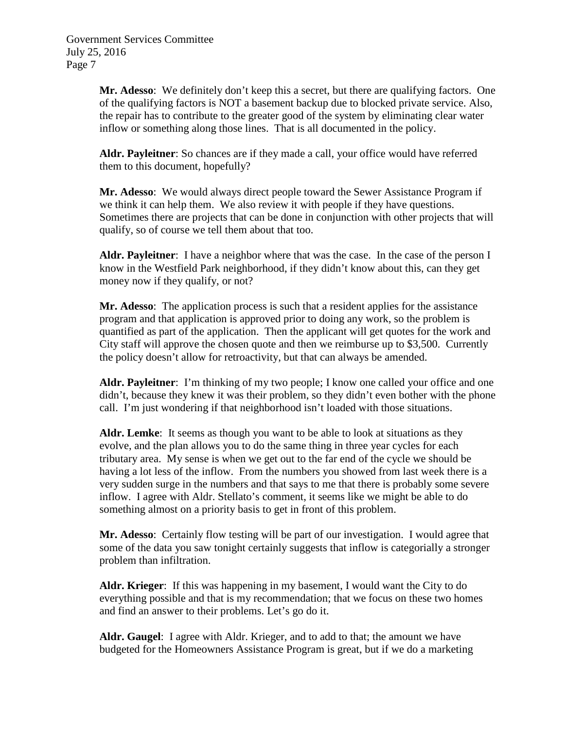**Mr. Adesso**: We definitely don't keep this a secret, but there are qualifying factors. One of the qualifying factors is NOT a basement backup due to blocked private service. Also, the repair has to contribute to the greater good of the system by eliminating clear water inflow or something along those lines. That is all documented in the policy.

**Aldr. Payleitner**: So chances are if they made a call, your office would have referred them to this document, hopefully?

**Mr. Adesso**: We would always direct people toward the Sewer Assistance Program if we think it can help them. We also review it with people if they have questions. Sometimes there are projects that can be done in conjunction with other projects that will qualify, so of course we tell them about that too.

**Aldr. Payleitner**: I have a neighbor where that was the case. In the case of the person I know in the Westfield Park neighborhood, if they didn't know about this, can they get money now if they qualify, or not?

**Mr. Adesso**: The application process is such that a resident applies for the assistance program and that application is approved prior to doing any work, so the problem is quantified as part of the application. Then the applicant will get quotes for the work and City staff will approve the chosen quote and then we reimburse up to $3,500. Currently the policy doesn't allow for retroactivity, but that can always be amended.

**Aldr. Payleitner**: I'm thinking of my two people; I know one called your office and one didn't, because they knew it was their problem, so they didn't even bother with the phone call. I'm just wondering if that neighborhood isn't loaded with those situations.

**Aldr. Lemke**: It seems as though you want to be able to look at situations as they evolve, and the plan allows you to do the same thing in three year cycles for each tributary area. My sense is when we get out to the far end of the cycle we should be having a lot less of the inflow. From the numbers you showed from last week there is a very sudden surge in the numbers and that says to me that there is probably some severe inflow. I agree with Aldr. Stellato's comment, it seems like we might be able to do something almost on a priority basis to get in front of this problem.

**Mr. Adesso**: Certainly flow testing will be part of our investigation. I would agree that some of the data you saw tonight certainly suggests that inflow is categorially a stronger problem than infiltration.

**Aldr. Krieger**: If this was happening in my basement, I would want the City to do everything possible and that is my recommendation; that we focus on these two homes and find an answer to their problems. Let's go do it.

**Aldr. Gaugel**: I agree with Aldr. Krieger, and to add to that; the amount we have budgeted for the Homeowners Assistance Program is great, but if we do a marketing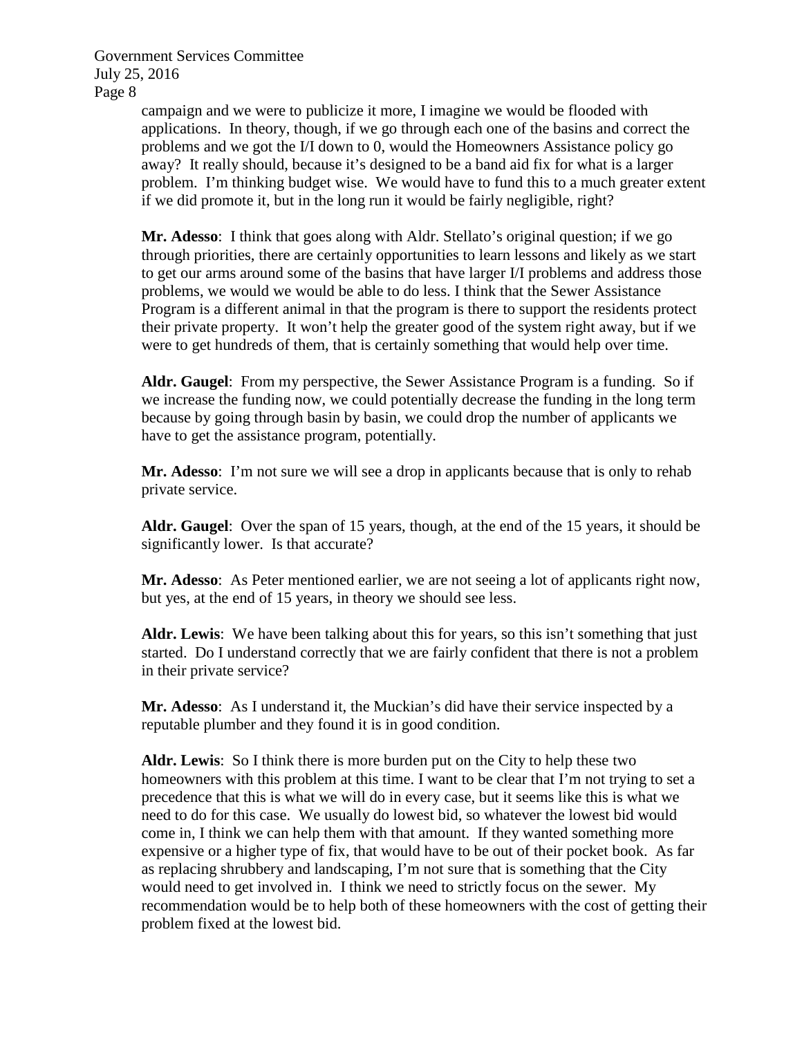campaign and we were to publicize it more, I imagine we would be flooded with applications. In theory, though, if we go through each one of the basins and correct the problems and we got the I/I down to 0, would the Homeowners Assistance policy go away? It really should, because it's designed to be a band aid fix for what is a larger problem. I'm thinking budget wise. We would have to fund this to a much greater extent if we did promote it, but in the long run it would be fairly negligible, right?

**Mr. Adesso**: I think that goes along with Aldr. Stellato's original question; if we go through priorities, there are certainly opportunities to learn lessons and likely as we start to get our arms around some of the basins that have larger I/I problems and address those problems, we would we would be able to do less. I think that the Sewer Assistance Program is a different animal in that the program is there to support the residents protect their private property. It won't help the greater good of the system right away, but if we were to get hundreds of them, that is certainly something that would help over time.

**Aldr. Gaugel**: From my perspective, the Sewer Assistance Program is a funding. So if we increase the funding now, we could potentially decrease the funding in the long term because by going through basin by basin, we could drop the number of applicants we have to get the assistance program, potentially.

**Mr. Adesso**: I'm not sure we will see a drop in applicants because that is only to rehab private service.

**Aldr. Gaugel**: Over the span of 15 years, though, at the end of the 15 years, it should be significantly lower. Is that accurate?

**Mr. Adesso**: As Peter mentioned earlier, we are not seeing a lot of applicants right now, but yes, at the end of 15 years, in theory we should see less.

**Aldr. Lewis**: We have been talking about this for years, so this isn't something that just started. Do I understand correctly that we are fairly confident that there is not a problem in their private service?

**Mr. Adesso**: As I understand it, the Muckian's did have their service inspected by a reputable plumber and they found it is in good condition.

**Aldr. Lewis**: So I think there is more burden put on the City to help these two homeowners with this problem at this time. I want to be clear that I'm not trying to set a precedence that this is what we will do in every case, but it seems like this is what we need to do for this case. We usually do lowest bid, so whatever the lowest bid would come in, I think we can help them with that amount. If they wanted something more expensive or a higher type of fix, that would have to be out of their pocket book. As far as replacing shrubbery and landscaping, I'm not sure that is something that the City would need to get involved in. I think we need to strictly focus on the sewer. My recommendation would be to help both of these homeowners with the cost of getting their problem fixed at the lowest bid.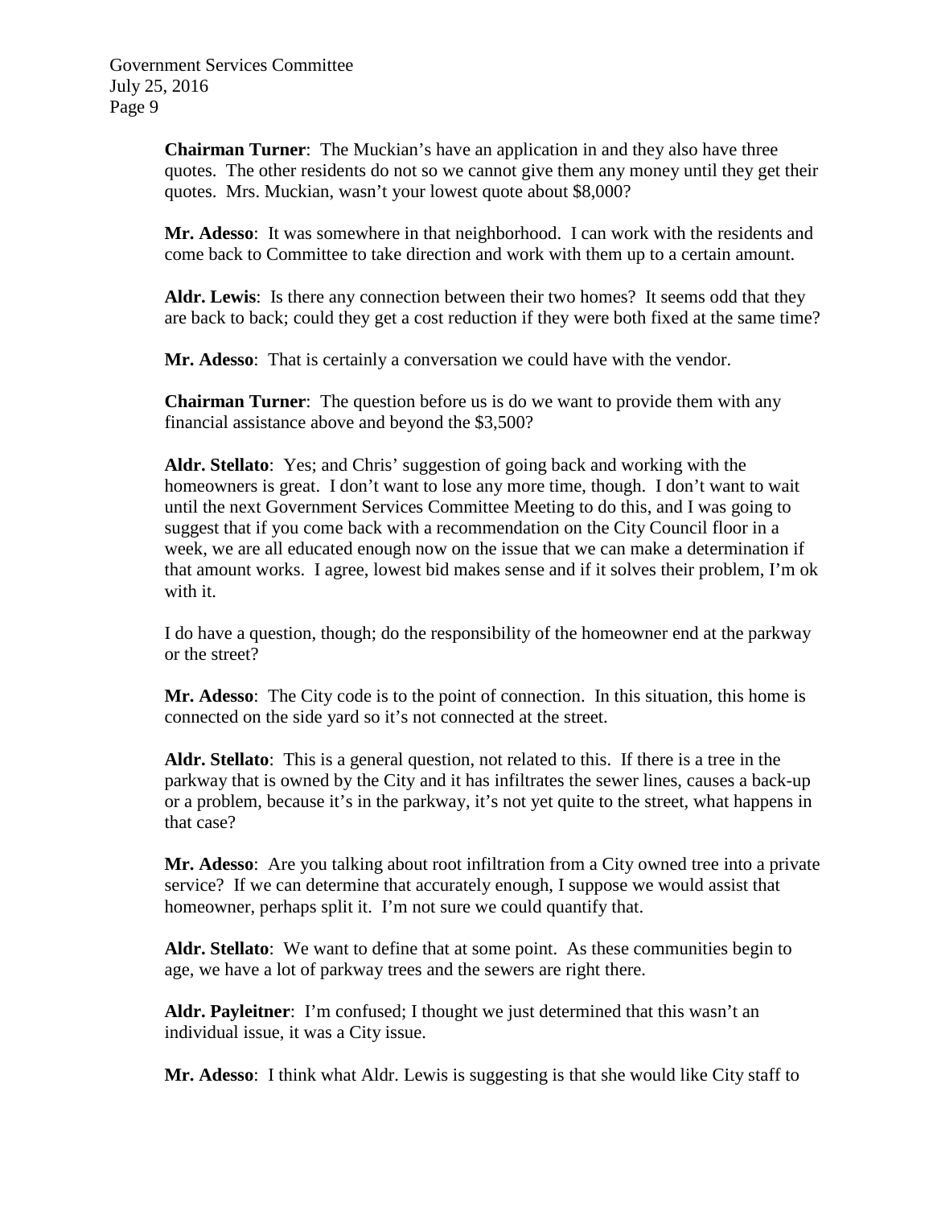**Chairman Turner**: The Muckian's have an application in and they also have three quotes. The other residents do not so we cannot give them any money until they get their quotes. Mrs. Muckian, wasn't your lowest quote about $8,000?

**Mr. Adesso**: It was somewhere in that neighborhood. I can work with the residents and come back to Committee to take direction and work with them up to a certain amount.

**Aldr. Lewis**: Is there any connection between their two homes? It seems odd that they are back to back; could they get a cost reduction if they were both fixed at the same time?

**Mr. Adesso**: That is certainly a conversation we could have with the vendor.

**Chairman Turner**: The question before us is do we want to provide them with any financial assistance above and beyond the $3,500?

**Aldr. Stellato**: Yes; and Chris' suggestion of going back and working with the homeowners is great. I don't want to lose any more time, though. I don't want to wait until the next Government Services Committee Meeting to do this, and I was going to suggest that if you come back with a recommendation on the City Council floor in a week, we are all educated enough now on the issue that we can make a determination if that amount works. I agree, lowest bid makes sense and if it solves their problem, I'm ok with it.

I do have a question, though; do the responsibility of the homeowner end at the parkway or the street?

**Mr. Adesso**: The City code is to the point of connection. In this situation, this home is connected on the side yard so it's not connected at the street.

**Aldr. Stellato**: This is a general question, not related to this. If there is a tree in the parkway that is owned by the City and it has infiltrates the sewer lines, causes a back-up or a problem, because it's in the parkway, it's not yet quite to the street, what happens in that case?

**Mr. Adesso**: Are you talking about root infiltration from a City owned tree into a private service? If we can determine that accurately enough, I suppose we would assist that homeowner, perhaps split it. I'm not sure we could quantify that.

**Aldr. Stellato**: We want to define that at some point. As these communities begin to age, we have a lot of parkway trees and the sewers are right there.

**Aldr. Payleitner**: I'm confused; I thought we just determined that this wasn't an individual issue, it was a City issue.

**Mr. Adesso**: I think what Aldr. Lewis is suggesting is that she would like City staff to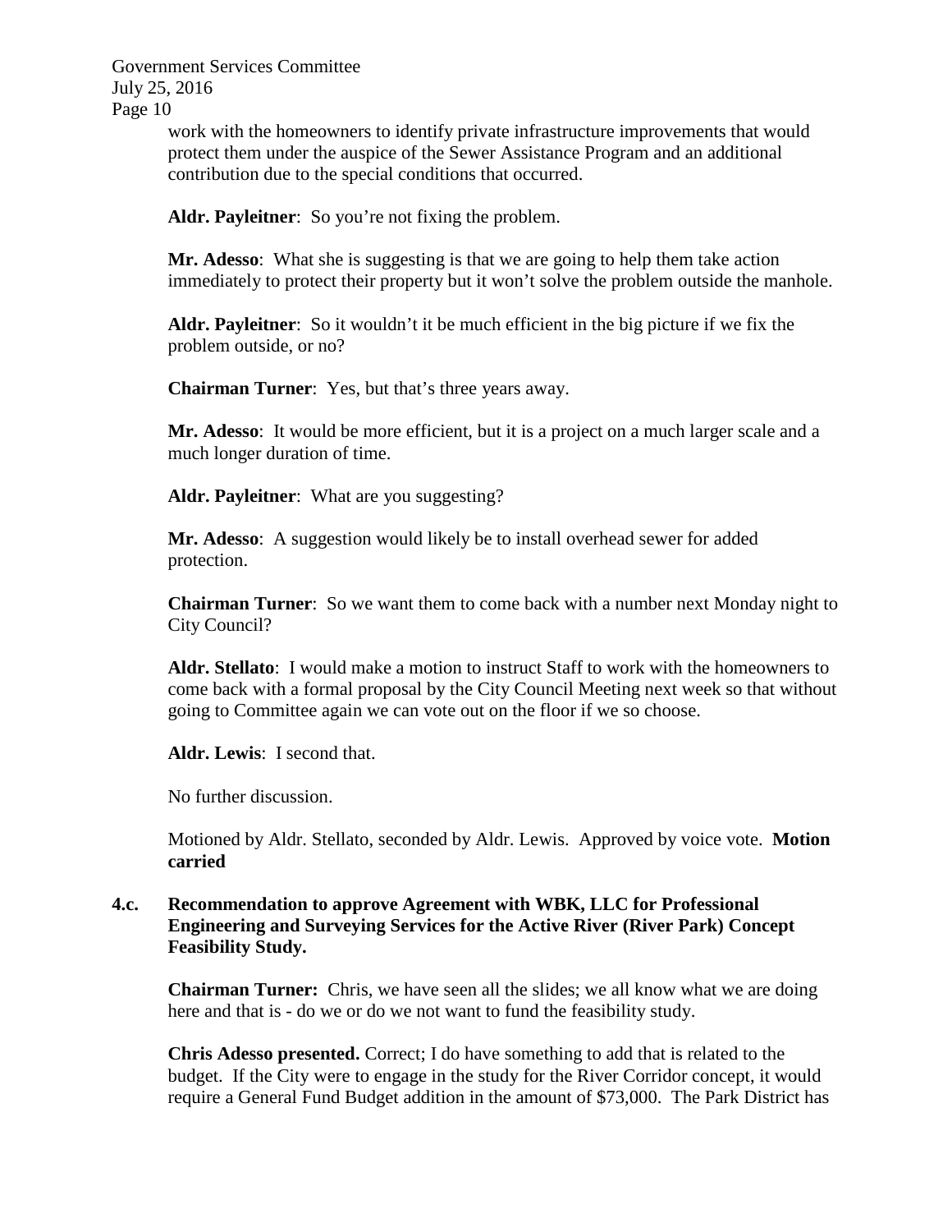work with the homeowners to identify private infrastructure improvements that would protect them under the auspice of the Sewer Assistance Program and an additional contribution due to the special conditions that occurred.

**Aldr. Payleitner**: So you're not fixing the problem.

**Mr. Adesso**: What she is suggesting is that we are going to help them take action immediately to protect their property but it won't solve the problem outside the manhole.

**Aldr. Payleitner**: So it wouldn't it be much efficient in the big picture if we fix the problem outside, or no?

**Chairman Turner**: Yes, but that's three years away.

**Mr. Adesso**: It would be more efficient, but it is a project on a much larger scale and a much longer duration of time.

**Aldr. Payleitner**: What are you suggesting?

**Mr. Adesso**: A suggestion would likely be to install overhead sewer for added protection.

**Chairman Turner**: So we want them to come back with a number next Monday night to City Council?

**Aldr. Stellato**: I would make a motion to instruct Staff to work with the homeowners to come back with a formal proposal by the City Council Meeting next week so that without going to Committee again we can vote out on the floor if we so choose.

**Aldr. Lewis**: I second that.

No further discussion.

Motioned by Aldr. Stellato, seconded by Aldr. Lewis. Approved by voice vote. **Motion carried**

**4.c. Recommendation to approve Agreement with WBK, LLC for Professional Engineering and Surveying Services for the Active River (River Park) Concept Feasibility Study.**

**Chairman Turner:** Chris, we have seen all the slides; we all know what we are doing here and that is - do we or do we not want to fund the feasibility study.

**Chris Adesso presented.** Correct; I do have something to add that is related to the budget. If the City were to engage in the study for the River Corridor concept, it would require a General Fund Budget addition in the amount of $73,000. The Park District has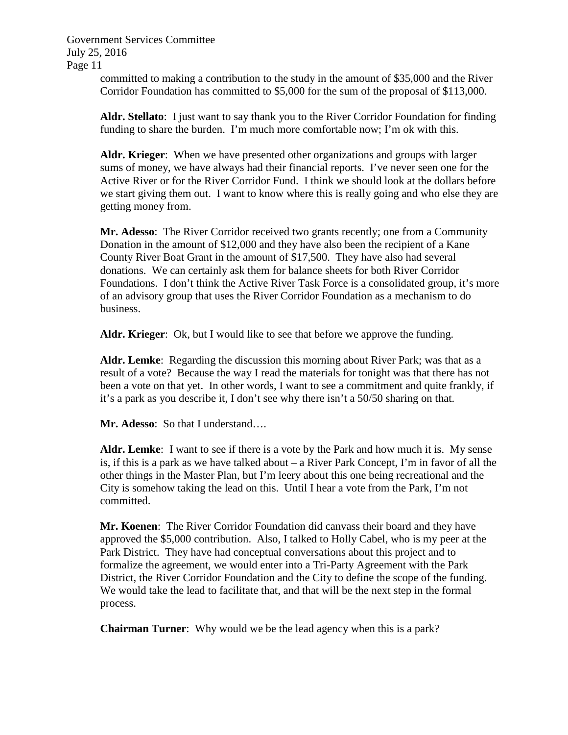committed to making a contribution to the study in the amount of $35,000 and the River Corridor Foundation has committed to $5,000 for the sum of the proposal of $113,000.

**Aldr. Stellato**: I just want to say thank you to the River Corridor Foundation for finding funding to share the burden. I'm much more comfortable now; I'm ok with this.

**Aldr. Krieger**: When we have presented other organizations and groups with larger sums of money, we have always had their financial reports. I've never seen one for the Active River or for the River Corridor Fund. I think we should look at the dollars before we start giving them out. I want to know where this is really going and who else they are getting money from.

**Mr. Adesso**: The River Corridor received two grants recently; one from a Community Donation in the amount of $12,000 and they have also been the recipient of a Kane County River Boat Grant in the amount of $17,500. They have also had several donations. We can certainly ask them for balance sheets for both River Corridor Foundations. I don't think the Active River Task Force is a consolidated group, it's more of an advisory group that uses the River Corridor Foundation as a mechanism to do business.

**Aldr. Krieger**: Ok, but I would like to see that before we approve the funding.

**Aldr. Lemke**: Regarding the discussion this morning about River Park; was that as a result of a vote? Because the way I read the materials for tonight was that there has not been a vote on that yet. In other words, I want to see a commitment and quite frankly, if it's a park as you describe it, I don't see why there isn't a 50/50 sharing on that.

**Mr. Adesso**: So that I understand….

**Aldr. Lemke**: I want to see if there is a vote by the Park and how much it is. My sense is, if this is a park as we have talked about – a River Park Concept, I'm in favor of all the other things in the Master Plan, but I'm leery about this one being recreational and the City is somehow taking the lead on this. Until I hear a vote from the Park, I'm not committed.

**Mr. Koenen**: The River Corridor Foundation did canvass their board and they have approved the $5,000 contribution. Also, I talked to Holly Cabel, who is my peer at the Park District. They have had conceptual conversations about this project and to formalize the agreement, we would enter into a Tri-Party Agreement with the Park District, the River Corridor Foundation and the City to define the scope of the funding. We would take the lead to facilitate that, and that will be the next step in the formal process.

**Chairman Turner**: Why would we be the lead agency when this is a park?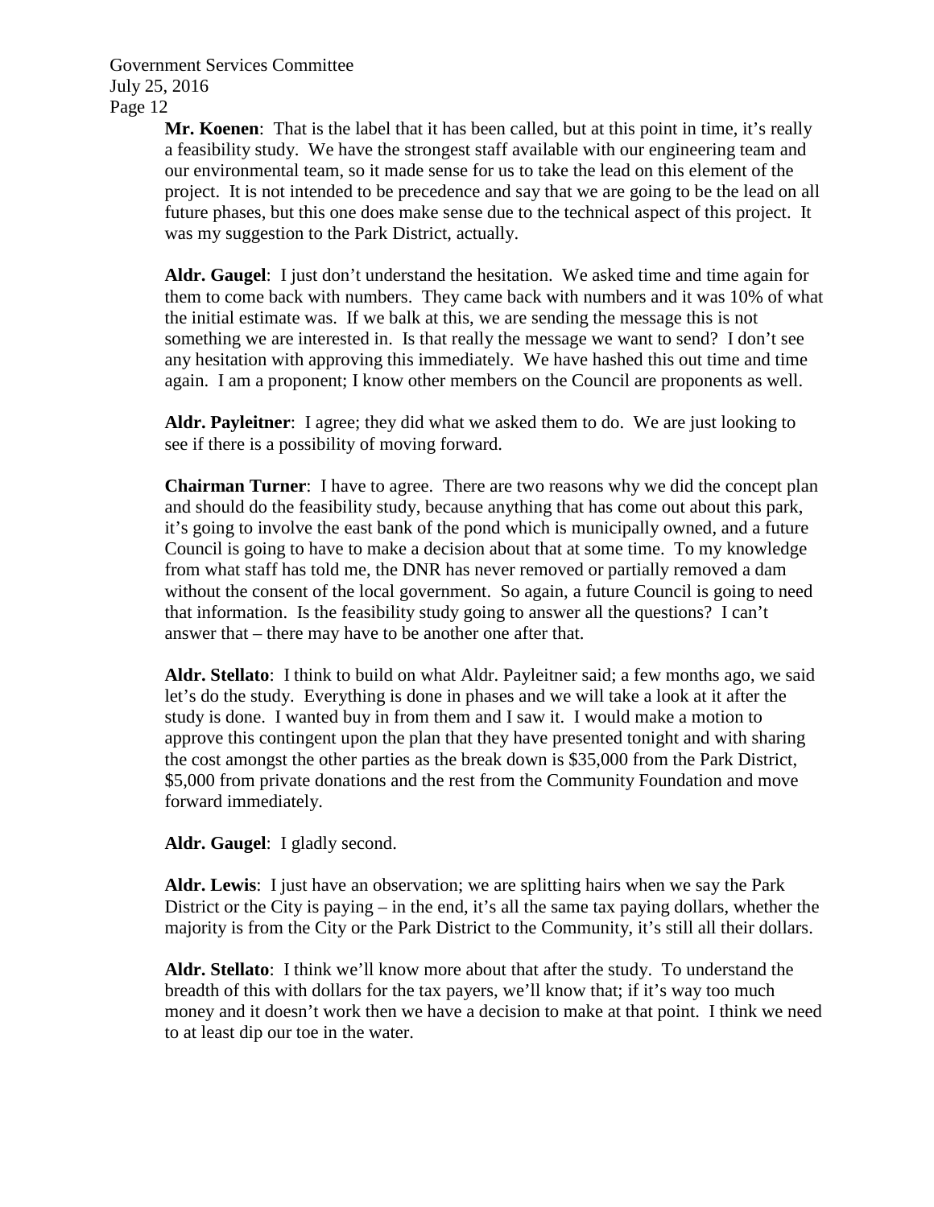**Mr. Koenen**: That is the label that it has been called, but at this point in time, it's really a feasibility study. We have the strongest staff available with our engineering team and our environmental team, so it made sense for us to take the lead on this element of the project. It is not intended to be precedence and say that we are going to be the lead on all future phases, but this one does make sense due to the technical aspect of this project. It was my suggestion to the Park District, actually.

**Aldr. Gaugel**: I just don't understand the hesitation. We asked time and time again for them to come back with numbers. They came back with numbers and it was 10% of what the initial estimate was. If we balk at this, we are sending the message this is not something we are interested in. Is that really the message we want to send? I don't see any hesitation with approving this immediately. We have hashed this out time and time again. I am a proponent; I know other members on the Council are proponents as well.

**Aldr. Payleitner**: I agree; they did what we asked them to do. We are just looking to see if there is a possibility of moving forward.

**Chairman Turner**: I have to agree. There are two reasons why we did the concept plan and should do the feasibility study, because anything that has come out about this park, it's going to involve the east bank of the pond which is municipally owned, and a future Council is going to have to make a decision about that at some time. To my knowledge from what staff has told me, the DNR has never removed or partially removed a dam without the consent of the local government. So again, a future Council is going to need that information. Is the feasibility study going to answer all the questions? I can't answer that – there may have to be another one after that.

**Aldr. Stellato**: I think to build on what Aldr. Payleitner said; a few months ago, we said let's do the study. Everything is done in phases and we will take a look at it after the study is done. I wanted buy in from them and I saw it. I would make a motion to approve this contingent upon the plan that they have presented tonight and with sharing the cost amongst the other parties as the break down is $35,000 from the Park District, $5,000 from private donations and the rest from the Community Foundation and move forward immediately.

**Aldr. Gaugel**: I gladly second.

**Aldr. Lewis**: I just have an observation; we are splitting hairs when we say the Park District or the City is paying – in the end, it's all the same tax paying dollars, whether the majority is from the City or the Park District to the Community, it's still all their dollars.

**Aldr. Stellato**: I think we'll know more about that after the study. To understand the breadth of this with dollars for the tax payers, we'll know that; if it's way too much money and it doesn't work then we have a decision to make at that point. I think we need to at least dip our toe in the water.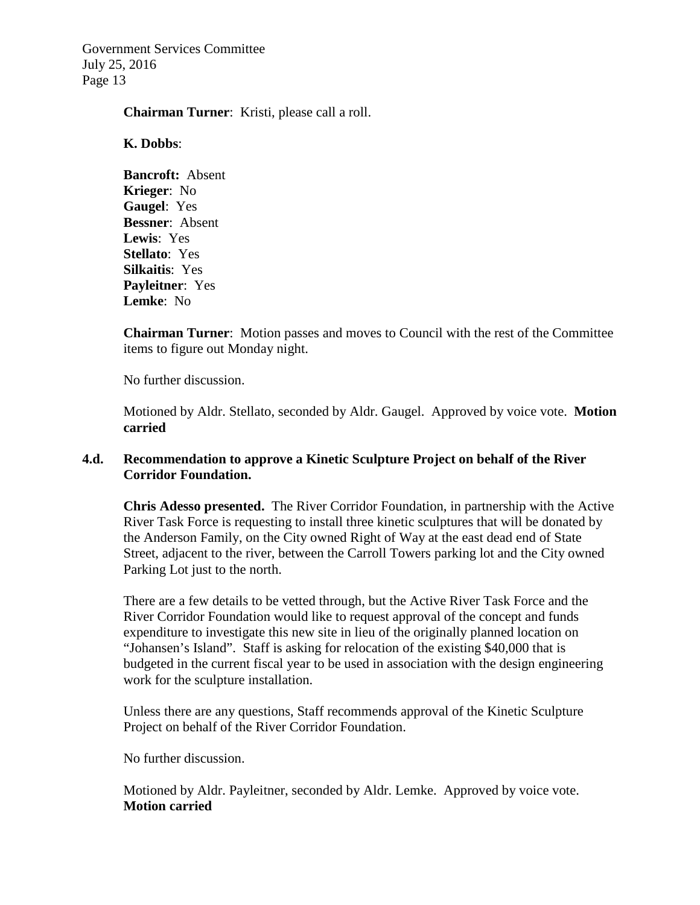**Chairman Turner**: Kristi, please call a roll.

**K. Dobbs**:

**Bancroft:** Absent
**Krieger**: No
**Gaugel**: Yes
**Bessner**: Absent
**Lewis**: Yes
**Stellato**: Yes
**Silkaitis**: Yes
**Payleitner**: Yes
**Lemke**: No

**Chairman Turner**: Motion passes and moves to Council with the rest of the Committee items to figure out Monday night.

No further discussion.

Motioned by Aldr. Stellato, seconded by Aldr. Gaugel. Approved by voice vote. **Motion carried**

### 4.d. Recommendation to approve a Kinetic Sculpture Project on behalf of the River Corridor Foundation.

**Chris Adesso presented.** The River Corridor Foundation, in partnership with the Active River Task Force is requesting to install three kinetic sculptures that will be donated by the Anderson Family, on the City owned Right of Way at the east dead end of State Street, adjacent to the river, between the Carroll Towers parking lot and the City owned Parking Lot just to the north.

There are a few details to be vetted through, but the Active River Task Force and the River Corridor Foundation would like to request approval of the concept and funds expenditure to investigate this new site in lieu of the originally planned location on "Johansen's Island". Staff is asking for relocation of the existing $40,000 that is budgeted in the current fiscal year to be used in association with the design engineering work for the sculpture installation.

Unless there are any questions, Staff recommends approval of the Kinetic Sculpture Project on behalf of the River Corridor Foundation.

No further discussion.

Motioned by Aldr. Payleitner, seconded by Aldr. Lemke. Approved by voice vote. **Motion carried**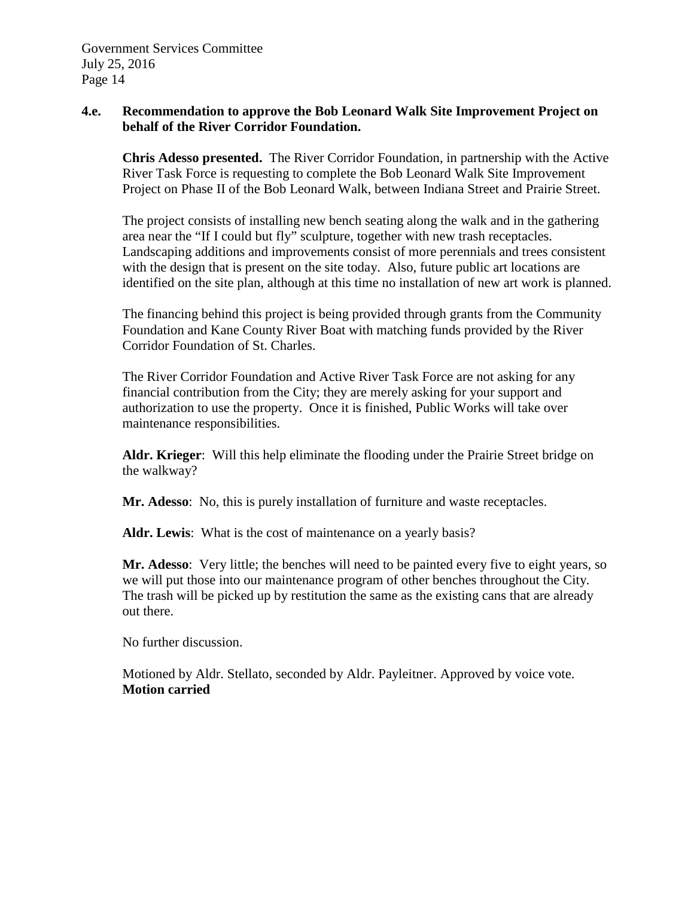**4.e. Recommendation to approve the Bob Leonard Walk Site Improvement Project on behalf of the River Corridor Foundation.**

**Chris Adesso presented.** The River Corridor Foundation, in partnership with the Active River Task Force is requesting to complete the Bob Leonard Walk Site Improvement Project on Phase II of the Bob Leonard Walk, between Indiana Street and Prairie Street.

The project consists of installing new bench seating along the walk and in the gathering area near the "If I could but fly" sculpture, together with new trash receptacles. Landscaping additions and improvements consist of more perennials and trees consistent with the design that is present on the site today. Also, future public art locations are identified on the site plan, although at this time no installation of new art work is planned.

The financing behind this project is being provided through grants from the Community Foundation and Kane County River Boat with matching funds provided by the River Corridor Foundation of St. Charles.

The River Corridor Foundation and Active River Task Force are not asking for any financial contribution from the City; they are merely asking for your support and authorization to use the property. Once it is finished, Public Works will take over maintenance responsibilities.

**Aldr. Krieger**: Will this help eliminate the flooding under the Prairie Street bridge on the walkway?

**Mr. Adesso**: No, this is purely installation of furniture and waste receptacles.

**Aldr. Lewis**: What is the cost of maintenance on a yearly basis?

**Mr. Adesso**: Very little; the benches will need to be painted every five to eight years, so we will put those into our maintenance program of other benches throughout the City. The trash will be picked up by restitution the same as the existing cans that are already out there.

No further discussion.

Motioned by Aldr. Stellato, seconded by Aldr. Payleitner. Approved by voice vote.
**Motion carried**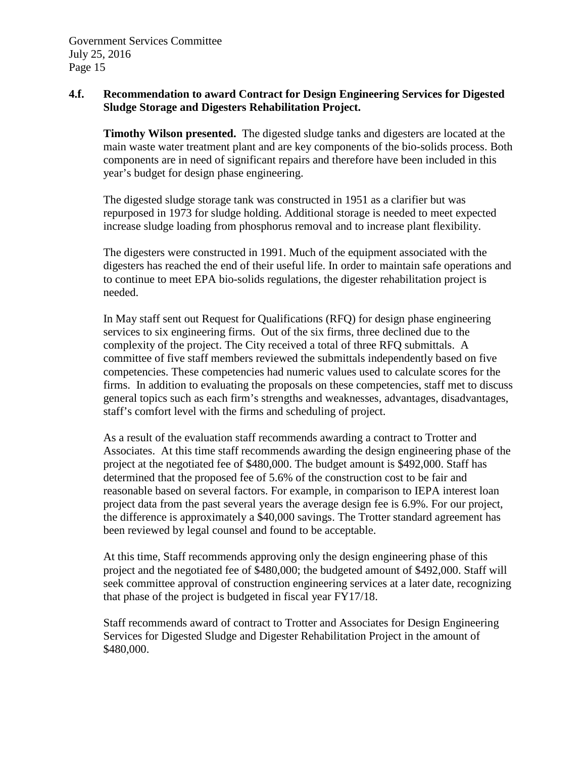**4.f. Recommendation to award Contract for Design Engineering Services for Digested Sludge Storage and Digesters Rehabilitation Project.**

**Timothy Wilson presented.** The digested sludge tanks and digesters are located at the main waste water treatment plant and are key components of the bio-solids process. Both components are in need of significant repairs and therefore have been included in this year's budget for design phase engineering.

The digested sludge storage tank was constructed in 1951 as a clarifier but was repurposed in 1973 for sludge holding. Additional storage is needed to meet expected increase sludge loading from phosphorus removal and to increase plant flexibility.

The digesters were constructed in 1991. Much of the equipment associated with the digesters has reached the end of their useful life. In order to maintain safe operations and to continue to meet EPA bio-solids regulations, the digester rehabilitation project is needed.

In May staff sent out Request for Qualifications (RFQ) for design phase engineering services to six engineering firms. Out of the six firms, three declined due to the complexity of the project. The City received a total of three RFQ submittals. A committee of five staff members reviewed the submittals independently based on five competencies. These competencies had numeric values used to calculate scores for the firms. In addition to evaluating the proposals on these competencies, staff met to discuss general topics such as each firm's strengths and weaknesses, advantages, disadvantages, staff's comfort level with the firms and scheduling of project.

As a result of the evaluation staff recommends awarding a contract to Trotter and Associates. At this time staff recommends awarding the design engineering phase of the project at the negotiated fee of $480,000. The budget amount is $492,000. Staff has determined that the proposed fee of 5.6% of the construction cost to be fair and reasonable based on several factors. For example, in comparison to IEPA interest loan project data from the past several years the average design fee is 6.9%. For our project, the difference is approximately a $40,000 savings. The Trotter standard agreement has been reviewed by legal counsel and found to be acceptable.

At this time, Staff recommends approving only the design engineering phase of this project and the negotiated fee of $480,000; the budgeted amount of $492,000. Staff will seek committee approval of construction engineering services at a later date, recognizing that phase of the project is budgeted in fiscal year FY17/18.

Staff recommends award of contract to Trotter and Associates for Design Engineering Services for Digested Sludge and Digester Rehabilitation Project in the amount of $480,000.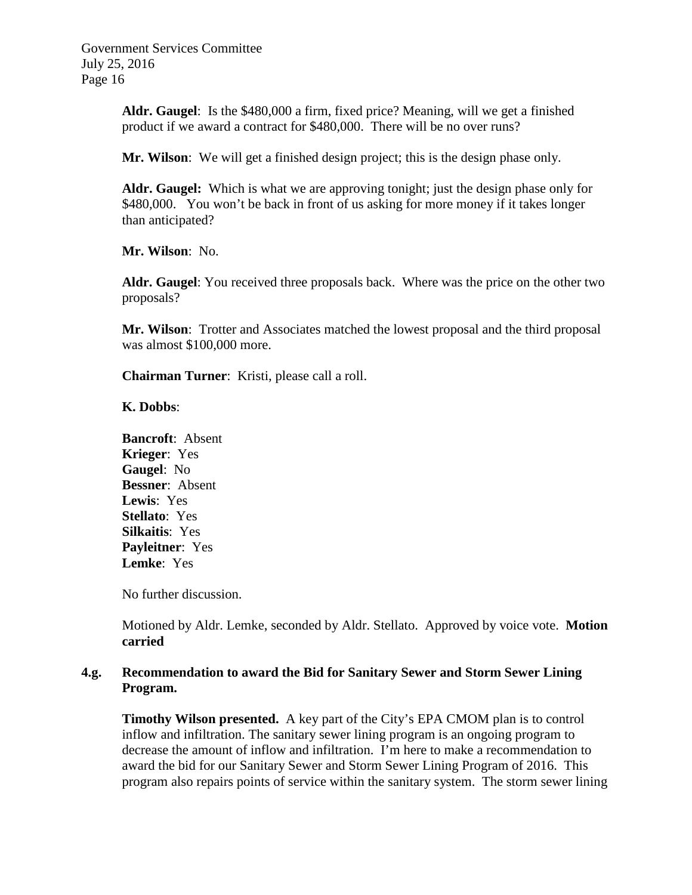**Aldr. Gaugel**: Is the $480,000 a firm, fixed price? Meaning, will we get a finished product if we award a contract for $480,000. There will be no over runs?

**Mr. Wilson**: We will get a finished design project; this is the design phase only.

**Aldr. Gaugel:** Which is what we are approving tonight; just the design phase only for $480,000. You won't be back in front of us asking for more money if it takes longer than anticipated?

**Mr. Wilson**: No.

**Aldr. Gaugel**: You received three proposals back. Where was the price on the other two proposals?

**Mr. Wilson**: Trotter and Associates matched the lowest proposal and the third proposal was almost $100,000 more.

**Chairman Turner**: Kristi, please call a roll.

**K. Dobbs**:

**Bancroft**: Absent
**Krieger**: Yes
**Gaugel**: No
**Bessner**: Absent
**Lewis**: Yes
**Stellato**: Yes
**Silkaitis**: Yes
**Payleitner**: Yes
**Lemke**: Yes

No further discussion.

Motioned by Aldr. Lemke, seconded by Aldr. Stellato. Approved by voice vote. **Motion carried**

### 4.g. Recommendation to award the Bid for Sanitary Sewer and Storm Sewer Lining Program.

**Timothy Wilson presented.** A key part of the City's EPA CMOM plan is to control inflow and infiltration. The sanitary sewer lining program is an ongoing program to decrease the amount of inflow and infiltration. I'm here to make a recommendation to award the bid for our Sanitary Sewer and Storm Sewer Lining Program of 2016. This program also repairs points of service within the sanitary system. The storm sewer lining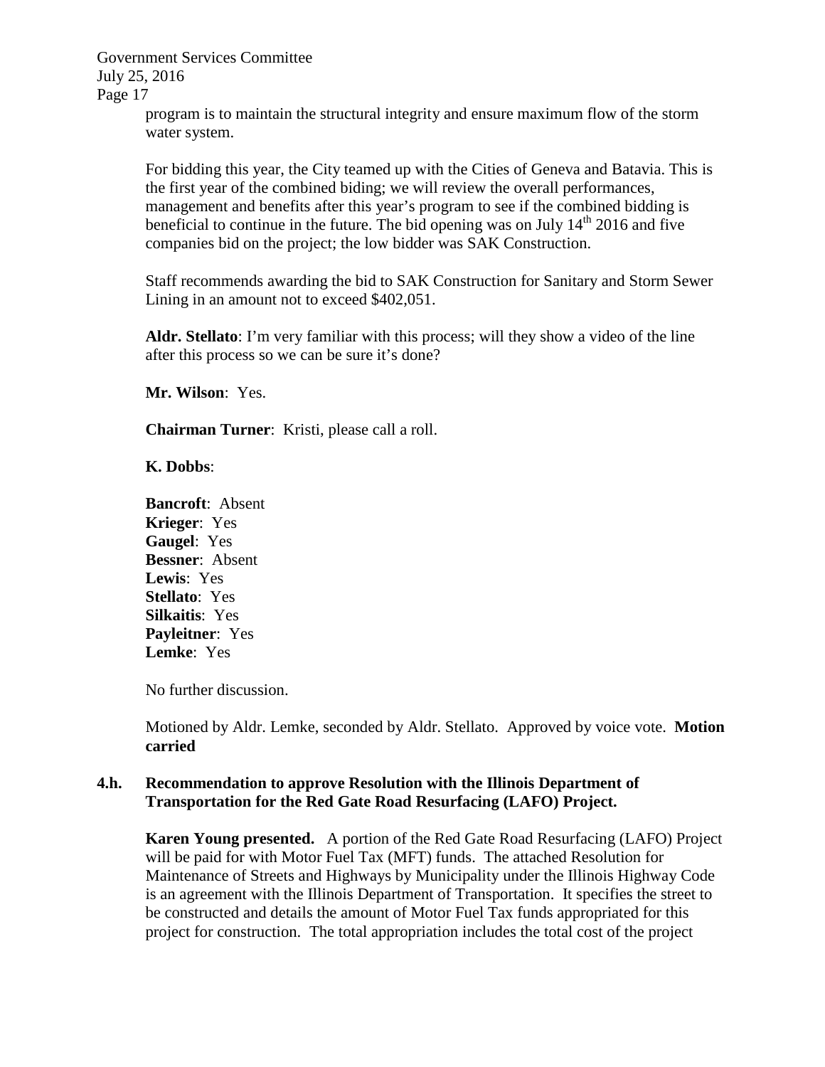program is to maintain the structural integrity and ensure maximum flow of the storm water system.

For bidding this year, the City teamed up with the Cities of Geneva and Batavia. This is the first year of the combined biding; we will review the overall performances, management and benefits after this year's program to see if the combined bidding is beneficial to continue in the future. The bid opening was on July 14th 2016 and five companies bid on the project; the low bidder was SAK Construction.

Staff recommends awarding the bid to SAK Construction for Sanitary and Storm Sewer Lining in an amount not to exceed $402,051.

**Aldr. Stellato**: I'm very familiar with this process; will they show a video of the line after this process so we can be sure it's done?

**Mr. Wilson**: Yes.

**Chairman Turner**: Kristi, please call a roll.

**K. Dobbs**:

**Bancroft**: Absent
**Krieger**: Yes
**Gaugel**: Yes
**Bessner**: Absent
**Lewis**: Yes
**Stellato**: Yes
**Silkaitis**: Yes
**Payleitner**: Yes
**Lemke**: Yes

No further discussion.

Motioned by Aldr. Lemke, seconded by Aldr. Stellato. Approved by voice vote. **Motion carried**

**4.h. Recommendation to approve Resolution with the Illinois Department of Transportation for the Red Gate Road Resurfacing (LAFO) Project.**

**Karen Young presented.** A portion of the Red Gate Road Resurfacing (LAFO) Project will be paid for with Motor Fuel Tax (MFT) funds. The attached Resolution for Maintenance of Streets and Highways by Municipality under the Illinois Highway Code is an agreement with the Illinois Department of Transportation. It specifies the street to be constructed and details the amount of Motor Fuel Tax funds appropriated for this project for construction. The total appropriation includes the total cost of the project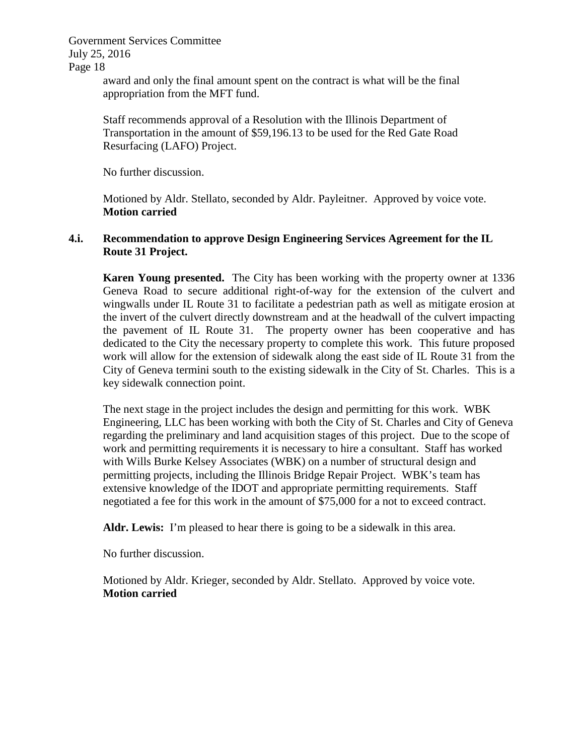award and only the final amount spent on the contract is what will be the final appropriation from the MFT fund.

Staff recommends approval of a Resolution with the Illinois Department of Transportation in the amount of $59,196.13 to be used for the Red Gate Road Resurfacing (LAFO) Project.

No further discussion.

Motioned by Aldr. Stellato, seconded by Aldr. Payleitner. Approved by voice vote. **Motion carried**

**4.i. Recommendation to approve Design Engineering Services Agreement for the IL Route 31 Project.**

**Karen Young presented.** The City has been working with the property owner at 1336 Geneva Road to secure additional right-of-way for the extension of the culvert and wingwalls under IL Route 31 to facilitate a pedestrian path as well as mitigate erosion at the invert of the culvert directly downstream and at the headwall of the culvert impacting the pavement of IL Route 31. The property owner has been cooperative and has dedicated to the City the necessary property to complete this work. This future proposed work will allow for the extension of sidewalk along the east side of IL Route 31 from the City of Geneva termini south to the existing sidewalk in the City of St. Charles. This is a key sidewalk connection point.

The next stage in the project includes the design and permitting for this work. WBK Engineering, LLC has been working with both the City of St. Charles and City of Geneva regarding the preliminary and land acquisition stages of this project. Due to the scope of work and permitting requirements it is necessary to hire a consultant. Staff has worked with Wills Burke Kelsey Associates (WBK) on a number of structural design and permitting projects, including the Illinois Bridge Repair Project. WBK's team has extensive knowledge of the IDOT and appropriate permitting requirements. Staff negotiated a fee for this work in the amount of $75,000 for a not to exceed contract.

**Aldr. Lewis:** I'm pleased to hear there is going to be a sidewalk in this area.

No further discussion.

Motioned by Aldr. Krieger, seconded by Aldr. Stellato. Approved by voice vote. **Motion carried**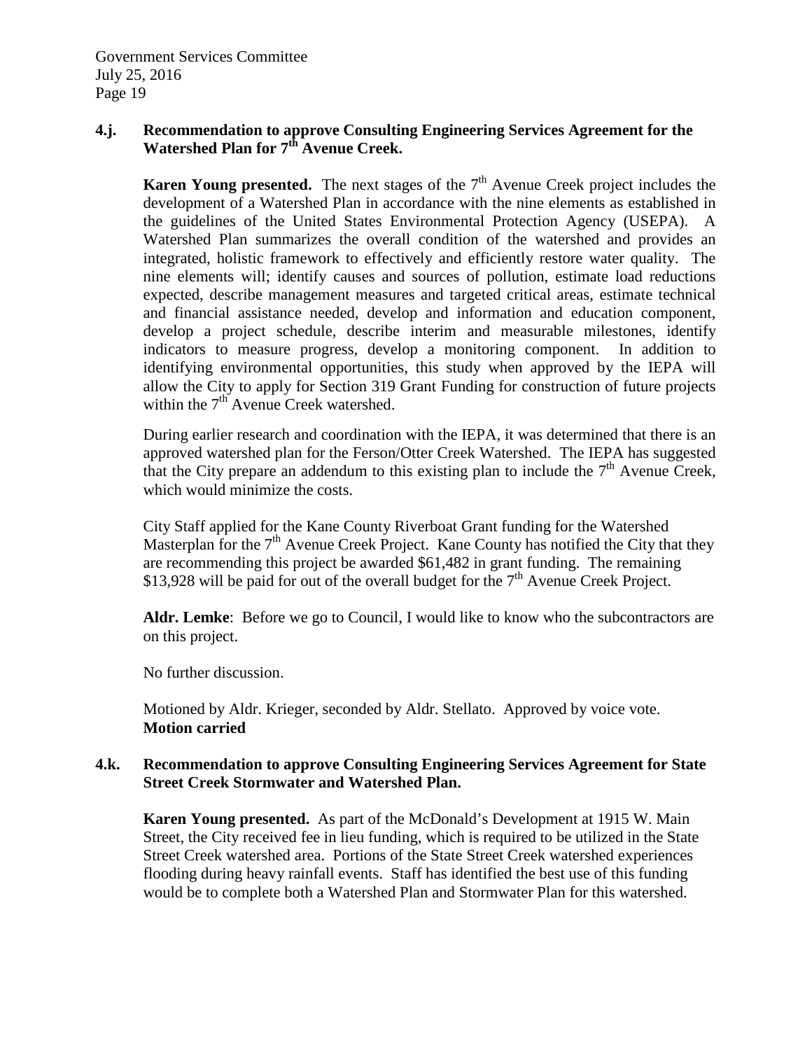**4.j. Recommendation to approve Consulting Engineering Services Agreement for the Watershed Plan for 7th Avenue Creek.**

**Karen Young presented.** The next stages of the 7th Avenue Creek project includes the development of a Watershed Plan in accordance with the nine elements as established in the guidelines of the United States Environmental Protection Agency (USEPA). A Watershed Plan summarizes the overall condition of the watershed and provides an integrated, holistic framework to effectively and efficiently restore water quality. The nine elements will; identify causes and sources of pollution, estimate load reductions expected, describe management measures and targeted critical areas, estimate technical and financial assistance needed, develop and information and education component, develop a project schedule, describe interim and measurable milestones, identify indicators to measure progress, develop a monitoring component. In addition to identifying environmental opportunities, this study when approved by the IEPA will allow the City to apply for Section 319 Grant Funding for construction of future projects within the 7th Avenue Creek watershed.

During earlier research and coordination with the IEPA, it was determined that there is an approved watershed plan for the Ferson/Otter Creek Watershed. The IEPA has suggested that the City prepare an addendum to this existing plan to include the 7th Avenue Creek, which would minimize the costs.

City Staff applied for the Kane County Riverboat Grant funding for the Watershed Masterplan for the 7th Avenue Creek Project. Kane County has notified the City that they are recommending this project be awarded $61,482 in grant funding. The remaining $13,928 will be paid for out of the overall budget for the 7th Avenue Creek Project.

**Aldr. Lemke**: Before we go to Council, I would like to know who the subcontractors are on this project.

No further discussion.

Motioned by Aldr. Krieger, seconded by Aldr. Stellato. Approved by voice vote.
**Motion carried**

**4.k. Recommendation to approve Consulting Engineering Services Agreement for State Street Creek Stormwater and Watershed Plan.**

**Karen Young presented.** As part of the McDonald's Development at 1915 W. Main Street, the City received fee in lieu funding, which is required to be utilized in the State Street Creek watershed area. Portions of the State Street Creek watershed experiences flooding during heavy rainfall events. Staff has identified the best use of this funding would be to complete both a Watershed Plan and Stormwater Plan for this watershed.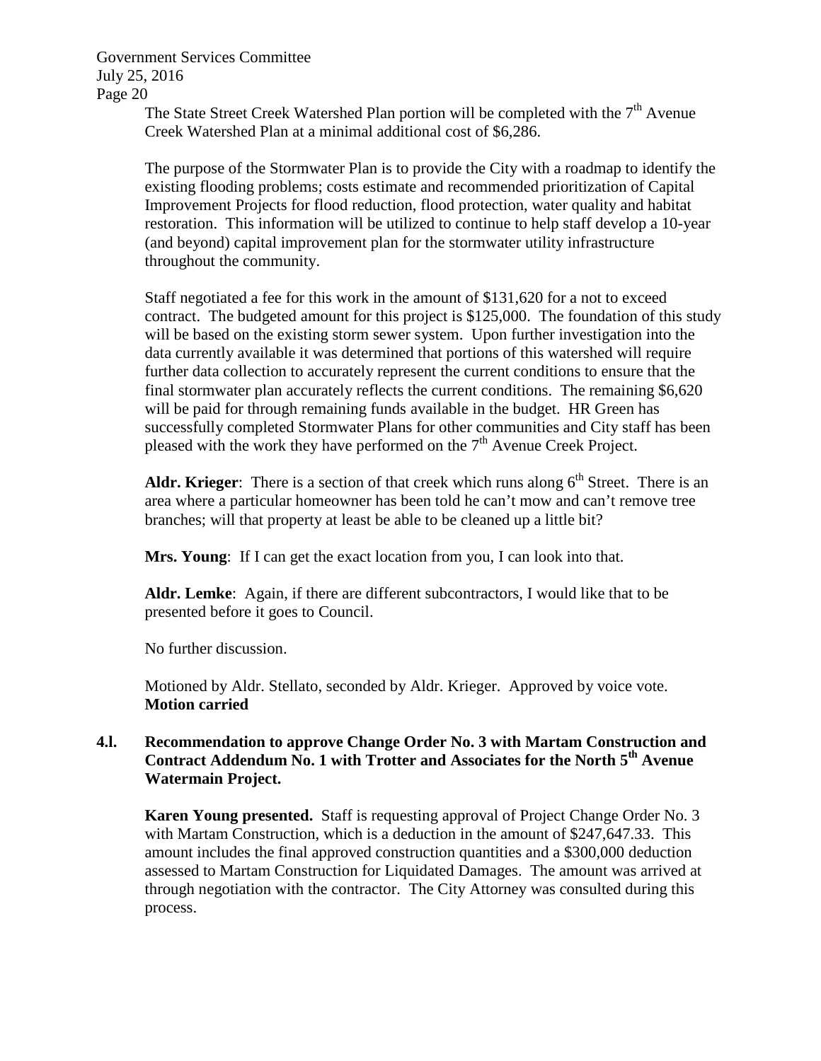The State Street Creek Watershed Plan portion will be completed with the 7th Avenue Creek Watershed Plan at a minimal additional cost of $6,286.

The purpose of the Stormwater Plan is to provide the City with a roadmap to identify the existing flooding problems; costs estimate and recommended prioritization of Capital Improvement Projects for flood reduction, flood protection, water quality and habitat restoration. This information will be utilized to continue to help staff develop a 10-year (and beyond) capital improvement plan for the stormwater utility infrastructure throughout the community.

Staff negotiated a fee for this work in the amount of $131,620 for a not to exceed contract. The budgeted amount for this project is $125,000. The foundation of this study will be based on the existing storm sewer system. Upon further investigation into the data currently available it was determined that portions of this watershed will require further data collection to accurately represent the current conditions to ensure that the final stormwater plan accurately reflects the current conditions. The remaining $6,620 will be paid for through remaining funds available in the budget. HR Green has successfully completed Stormwater Plans for other communities and City staff has been pleased with the work they have performed on the 7th Avenue Creek Project.

**Aldr. Krieger**: There is a section of that creek which runs along 6th Street. There is an area where a particular homeowner has been told he can't mow and can't remove tree branches; will that property at least be able to be cleaned up a little bit?

**Mrs. Young**: If I can get the exact location from you, I can look into that.

**Aldr. Lemke**: Again, if there are different subcontractors, I would like that to be presented before it goes to Council.

No further discussion.

Motioned by Aldr. Stellato, seconded by Aldr. Krieger. Approved by voice vote.
**Motion carried**

**4.l. Recommendation to approve Change Order No. 3 with Martam Construction and Contract Addendum No. 1 with Trotter and Associates for the North 5th Avenue Watermain Project.**

**Karen Young presented.** Staff is requesting approval of Project Change Order No. 3 with Martam Construction, which is a deduction in the amount of $247,647.33. This amount includes the final approved construction quantities and a $300,000 deduction assessed to Martam Construction for Liquidated Damages. The amount was arrived at through negotiation with the contractor. The City Attorney was consulted during this process.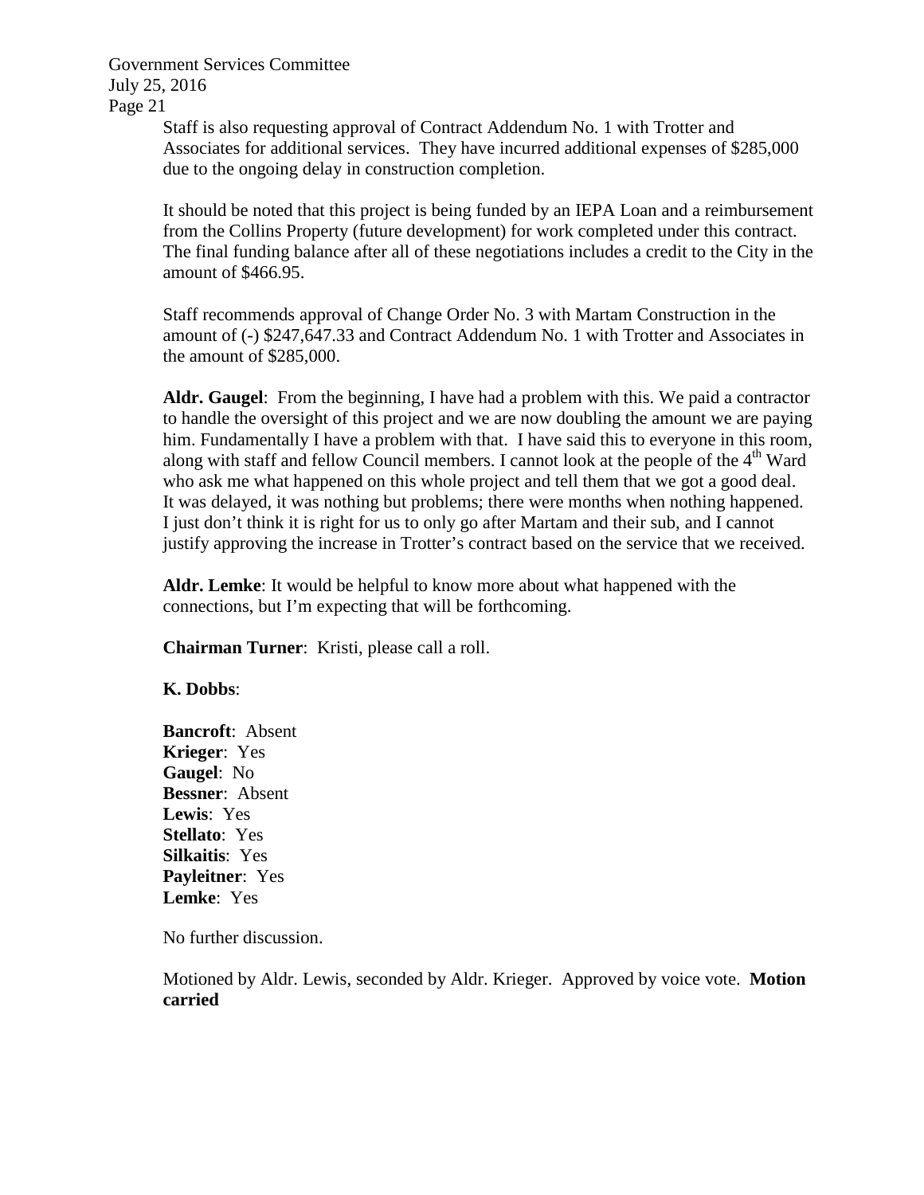Staff is also requesting approval of Contract Addendum No. 1 with Trotter and Associates for additional services. They have incurred additional expenses of $285,000 due to the ongoing delay in construction completion.

It should be noted that this project is being funded by an IEPA Loan and a reimbursement from the Collins Property (future development) for work completed under this contract. The final funding balance after all of these negotiations includes a credit to the City in the amount of $466.95.

Staff recommends approval of Change Order No. 3 with Martam Construction in the amount of (-) $247,647.33 and Contract Addendum No. 1 with Trotter and Associates in the amount of $285,000.

**Aldr. Gaugel**: From the beginning, I have had a problem with this. We paid a contractor to handle the oversight of this project and we are now doubling the amount we are paying him. Fundamentally I have a problem with that. I have said this to everyone in this room, along with staff and fellow Council members. I cannot look at the people of the 4th Ward who ask me what happened on this whole project and tell them that we got a good deal. It was delayed, it was nothing but problems; there were months when nothing happened. I just don't think it is right for us to only go after Martam and their sub, and I cannot justify approving the increase in Trotter's contract based on the service that we received.

**Aldr. Lemke**: It would be helpful to know more about what happened with the connections, but I'm expecting that will be forthcoming.

**Chairman Turner**: Kristi, please call a roll.

**K. Dobbs**:

**Bancroft**: Absent
**Krieger**: Yes
**Gaugel**: No
**Bessner**: Absent
**Lewis**: Yes
**Stellato**: Yes
**Silkaitis**: Yes
**Payleitner**: Yes
**Lemke**: Yes

No further discussion.

Motioned by Aldr. Lewis, seconded by Aldr. Krieger. Approved by voice vote. **Motion carried**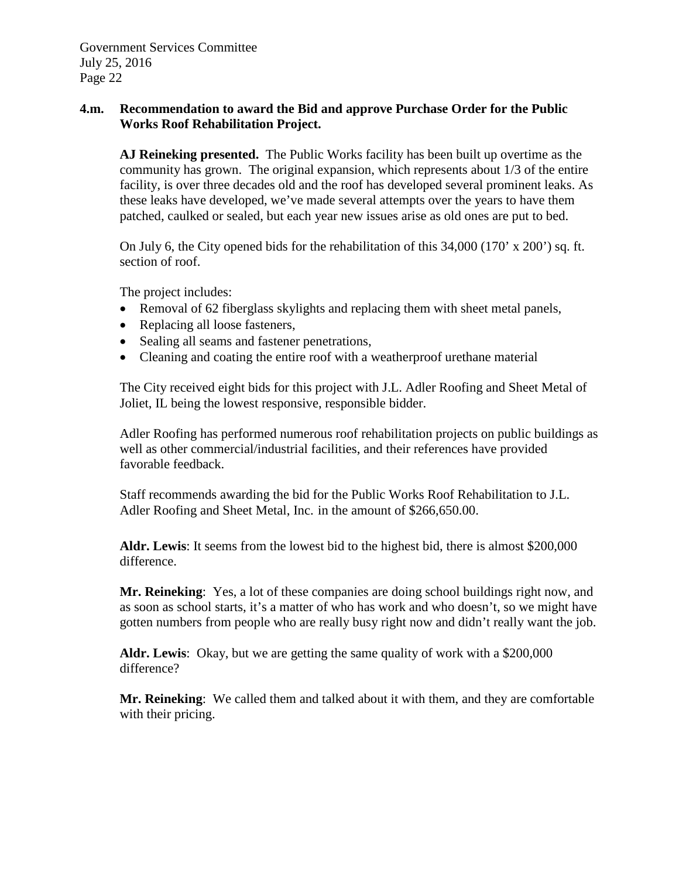**4.m. Recommendation to award the Bid and approve Purchase Order for the Public Works Roof Rehabilitation Project.**

**AJ Reineking presented.** The Public Works facility has been built up overtime as the community has grown. The original expansion, which represents about 1/3 of the entire facility, is over three decades old and the roof has developed several prominent leaks. As these leaks have developed, we've made several attempts over the years to have them patched, caulked or sealed, but each year new issues arise as old ones are put to bed.

On July 6, the City opened bids for the rehabilitation of this 34,000 (170' x 200') sq. ft. section of roof.

The project includes:

- Removal of 62 fiberglass skylights and replacing them with sheet metal panels,
- Replacing all loose fasteners,
- Sealing all seams and fastener penetrations,
- Cleaning and coating the entire roof with a weatherproof urethane material

The City received eight bids for this project with J.L. Adler Roofing and Sheet Metal of Joliet, IL being the lowest responsive, responsible bidder.

Adler Roofing has performed numerous roof rehabilitation projects on public buildings as well as other commercial/industrial facilities, and their references have provided favorable feedback.

Staff recommends awarding the bid for the Public Works Roof Rehabilitation to J.L. Adler Roofing and Sheet Metal, Inc. in the amount of $266,650.00.

**Aldr. Lewis**: It seems from the lowest bid to the highest bid, there is almost $200,000 difference.

**Mr. Reineking**: Yes, a lot of these companies are doing school buildings right now, and as soon as school starts, it's a matter of who has work and who doesn't, so we might have gotten numbers from people who are really busy right now and didn't really want the job.

**Aldr. Lewis**: Okay, but we are getting the same quality of work with a $200,000 difference?

**Mr. Reineking**: We called them and talked about it with them, and they are comfortable with their pricing.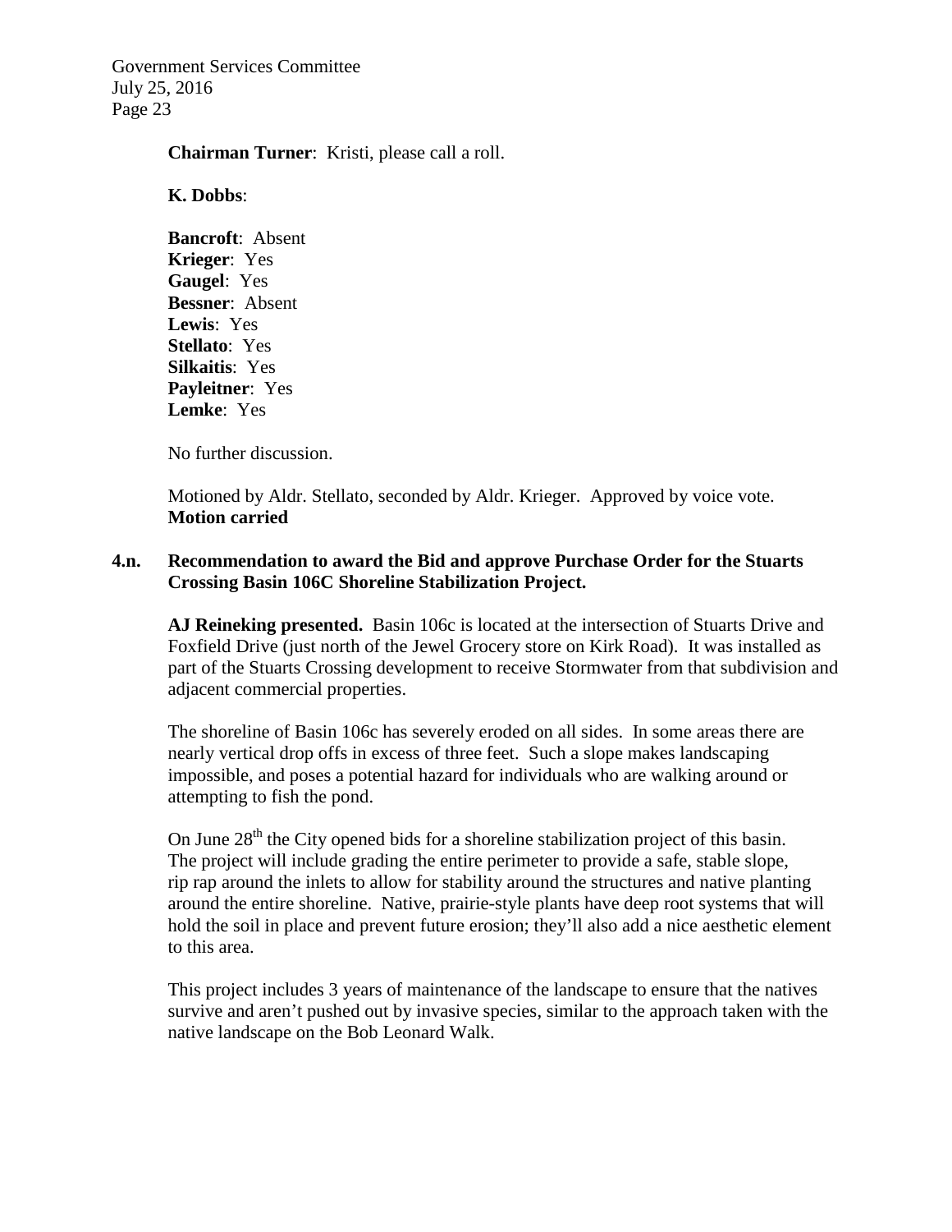**Chairman Turner**: Kristi, please call a roll.

**K. Dobbs**:

**Bancroft**: Absent
**Krieger**: Yes
**Gaugel**: Yes
**Bessner**: Absent
**Lewis**: Yes
**Stellato**: Yes
**Silkaitis**: Yes
**Payleitner**: Yes
**Lemke**: Yes

No further discussion.

Motioned by Aldr. Stellato, seconded by Aldr. Krieger. Approved by voice vote.
**Motion carried**

**4.n. Recommendation to award the Bid and approve Purchase Order for the Stuarts Crossing Basin 106C Shoreline Stabilization Project.**

**AJ Reineking presented.** Basin 106c is located at the intersection of Stuarts Drive and Foxfield Drive (just north of the Jewel Grocery store on Kirk Road). It was installed as part of the Stuarts Crossing development to receive Stormwater from that subdivision and adjacent commercial properties.

The shoreline of Basin 106c has severely eroded on all sides. In some areas there are nearly vertical drop offs in excess of three feet. Such a slope makes landscaping impossible, and poses a potential hazard for individuals who are walking around or attempting to fish the pond.

On June 28th the City opened bids for a shoreline stabilization project of this basin. The project will include grading the entire perimeter to provide a safe, stable slope, rip rap around the inlets to allow for stability around the structures and native planting around the entire shoreline. Native, prairie-style plants have deep root systems that will hold the soil in place and prevent future erosion; they'll also add a nice aesthetic element to this area.

This project includes 3 years of maintenance of the landscape to ensure that the natives survive and aren't pushed out by invasive species, similar to the approach taken with the native landscape on the Bob Leonard Walk.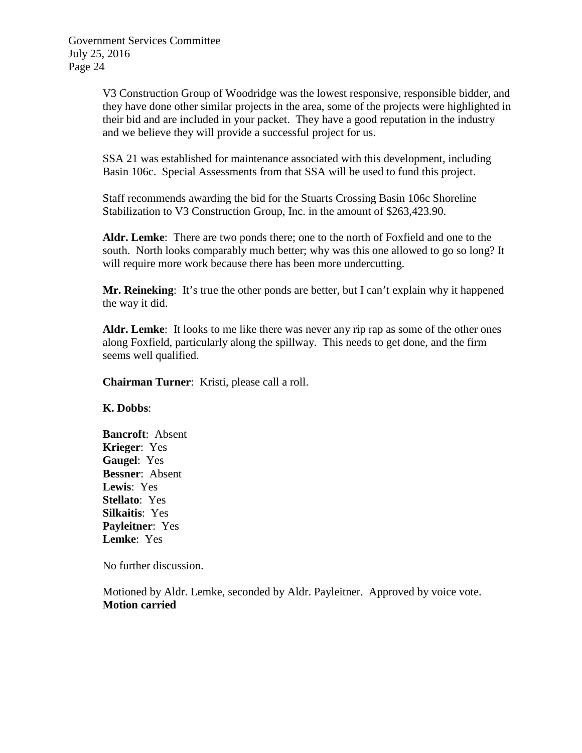V3 Construction Group of Woodridge was the lowest responsive, responsible bidder, and they have done other similar projects in the area, some of the projects were highlighted in their bid and are included in your packet. They have a good reputation in the industry and we believe they will provide a successful project for us.

SSA 21 was established for maintenance associated with this development, including Basin 106c. Special Assessments from that SSA will be used to fund this project.

Staff recommends awarding the bid for the Stuarts Crossing Basin 106c Shoreline Stabilization to V3 Construction Group, Inc. in the amount of $263,423.90.

**Aldr. Lemke**: There are two ponds there; one to the north of Foxfield and one to the south. North looks comparably much better; why was this one allowed to go so long? It will require more work because there has been more undercutting.

**Mr. Reineking**: It's true the other ponds are better, but I can't explain why it happened the way it did.

**Aldr. Lemke**: It looks to me like there was never any rip rap as some of the other ones along Foxfield, particularly along the spillway. This needs to get done, and the firm seems well qualified.

**Chairman Turner**: Kristi, please call a roll.

**K. Dobbs**:

**Bancroft**: Absent
**Krieger**: Yes
**Gaugel**: Yes
**Bessner**: Absent
**Lewis**: Yes
**Stellato**: Yes
**Silkaitis**: Yes
**Payleitner**: Yes
**Lemke**: Yes

No further discussion.

Motioned by Aldr. Lemke, seconded by Aldr. Payleitner. Approved by voice vote.
**Motion carried**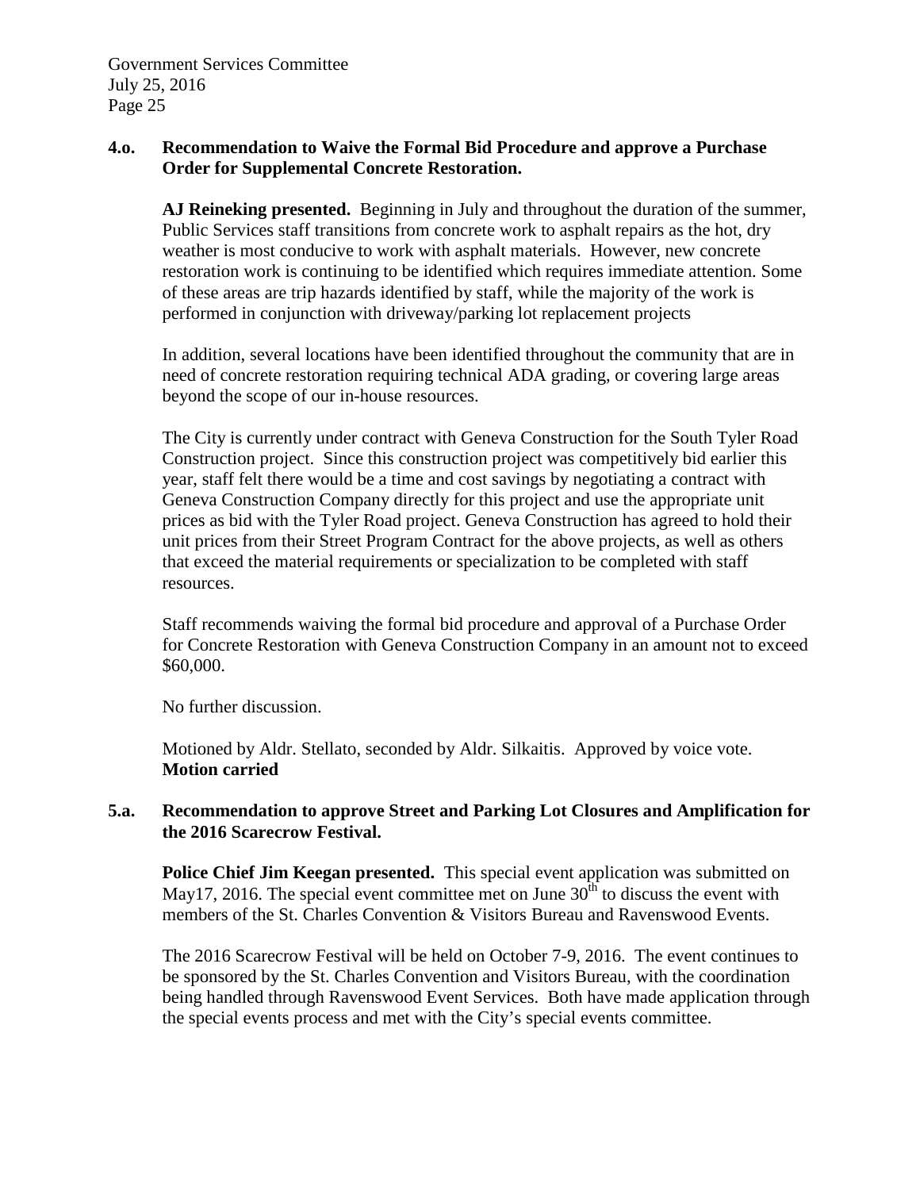**4.o. Recommendation to Waive the Formal Bid Procedure and approve a Purchase Order for Supplemental Concrete Restoration.**

**AJ Reineking presented.** Beginning in July and throughout the duration of the summer, Public Services staff transitions from concrete work to asphalt repairs as the hot, dry weather is most conducive to work with asphalt materials. However, new concrete restoration work is continuing to be identified which requires immediate attention. Some of these areas are trip hazards identified by staff, while the majority of the work is performed in conjunction with driveway/parking lot replacement projects

In addition, several locations have been identified throughout the community that are in need of concrete restoration requiring technical ADA grading, or covering large areas beyond the scope of our in-house resources.

The City is currently under contract with Geneva Construction for the South Tyler Road Construction project. Since this construction project was competitively bid earlier this year, staff felt there would be a time and cost savings by negotiating a contract with Geneva Construction Company directly for this project and use the appropriate unit prices as bid with the Tyler Road project. Geneva Construction has agreed to hold their unit prices from their Street Program Contract for the above projects, as well as others that exceed the material requirements or specialization to be completed with staff resources.

Staff recommends waiving the formal bid procedure and approval of a Purchase Order for Concrete Restoration with Geneva Construction Company in an amount not to exceed $60,000.

No further discussion.

Motioned by Aldr. Stellato, seconded by Aldr. Silkaitis. Approved by voice vote.
**Motion carried**

**5.a. Recommendation to approve Street and Parking Lot Closures and Amplification for the 2016 Scarecrow Festival.**

**Police Chief Jim Keegan presented.** This special event application was submitted on May17, 2016. The special event committee met on June 30th to discuss the event with members of the St. Charles Convention & Visitors Bureau and Ravenswood Events.

The 2016 Scarecrow Festival will be held on October 7-9, 2016. The event continues to be sponsored by the St. Charles Convention and Visitors Bureau, with the coordination being handled through Ravenswood Event Services. Both have made application through the special events process and met with the City's special events committee.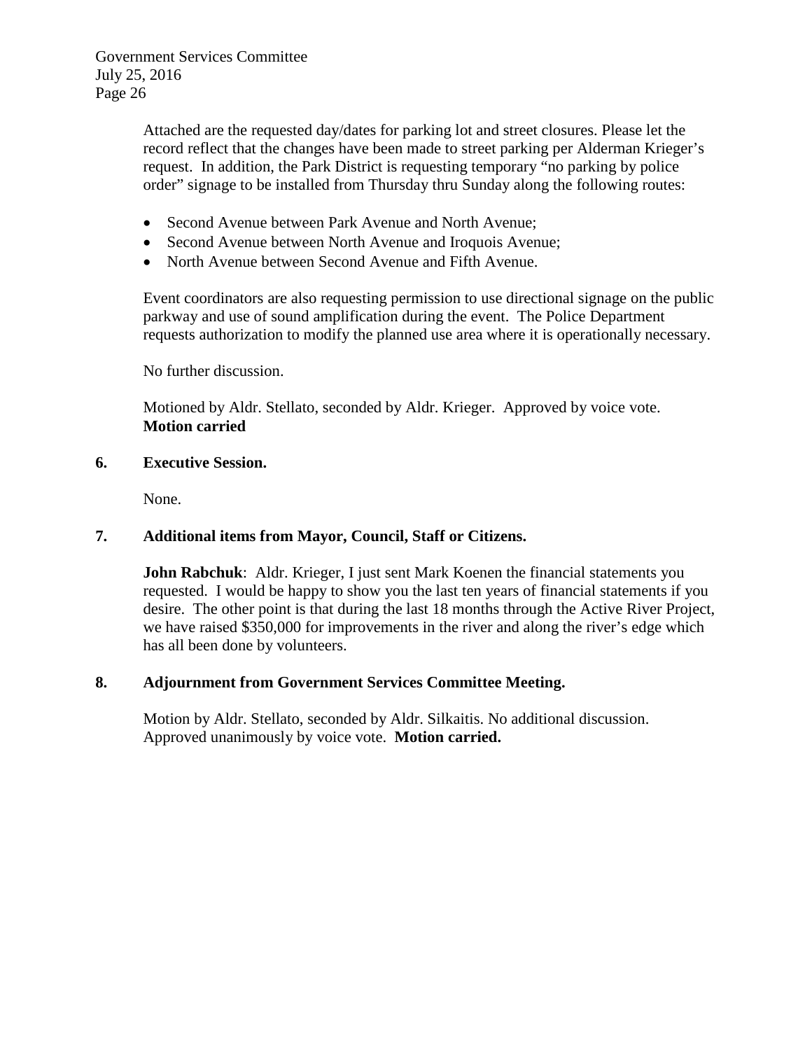Attached are the requested day/dates for parking lot and street closures. Please let the record reflect that the changes have been made to street parking per Alderman Krieger's request. In addition, the Park District is requesting temporary "no parking by police order" signage to be installed from Thursday thru Sunday along the following routes:

- Second Avenue between Park Avenue and North Avenue;
- Second Avenue between North Avenue and Iroquois Avenue;
- North Avenue between Second Avenue and Fifth Avenue.

Event coordinators are also requesting permission to use directional signage on the public parkway and use of sound amplification during the event. The Police Department requests authorization to modify the planned use area where it is operationally necessary.

No further discussion.

Motioned by Aldr. Stellato, seconded by Aldr. Krieger. Approved by voice vote.
**Motion carried**

**6. Executive Session.**

None.

**7. Additional items from Mayor, Council, Staff or Citizens.**

**John Rabchuk**: Aldr. Krieger, I just sent Mark Koenen the financial statements you requested. I would be happy to show you the last ten years of financial statements if you desire. The other point is that during the last 18 months through the Active River Project, we have raised $350,000 for improvements in the river and along the river's edge which has all been done by volunteers.

**8. Adjournment from Government Services Committee Meeting.**

Motion by Aldr. Stellato, seconded by Aldr. Silkaitis. No additional discussion. Approved unanimously by voice vote. **Motion carried.**